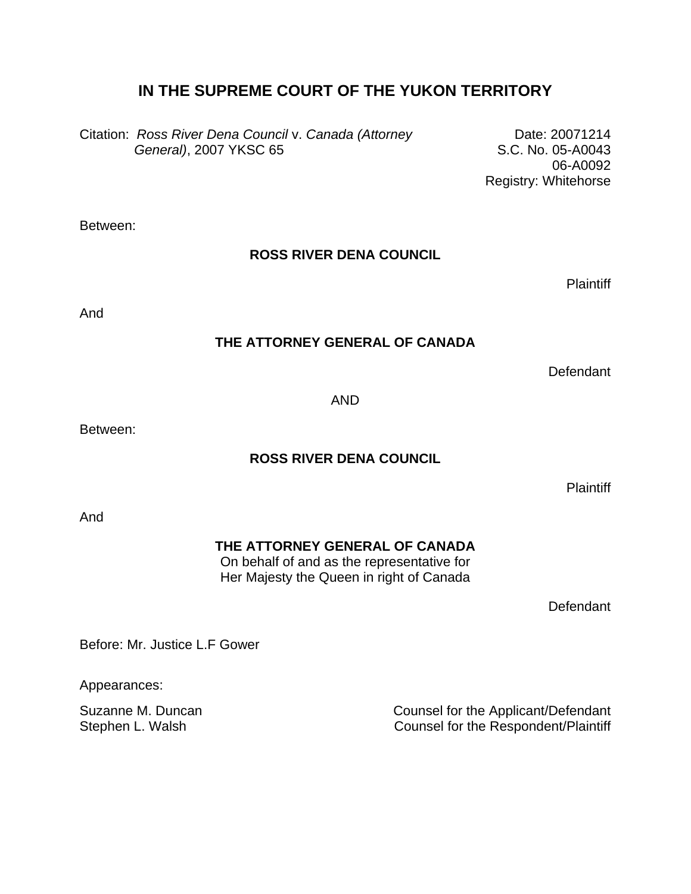# IN THE SUPREME COURT OF THE YUKON TERRITORY

Citation: *Ross River Dena Council* v. *Canada (Attorney General)*, 2007 YKSC 65

Date: 20071214
S.C. No. 05-A0043
06-A0092
Registry: Whitehorse

Between:

**ROSS RIVER DENA COUNCIL**

Plaintiff

And

**THE ATTORNEY GENERAL OF CANADA**

Defendant

AND

Between:

**ROSS RIVER DENA COUNCIL**

Plaintiff

And

**THE ATTORNEY GENERAL OF CANADA**
On behalf of and as the representative for
Her Majesty the Queen in right of Canada

Defendant

Before: Mr. Justice L.F Gower

Appearances:

| | |
|---|---|
| Suzanne M. Duncan | Counsel for the Applicant/Defendant |
| Stephen L. Walsh | Counsel for the Respondent/Plaintiff |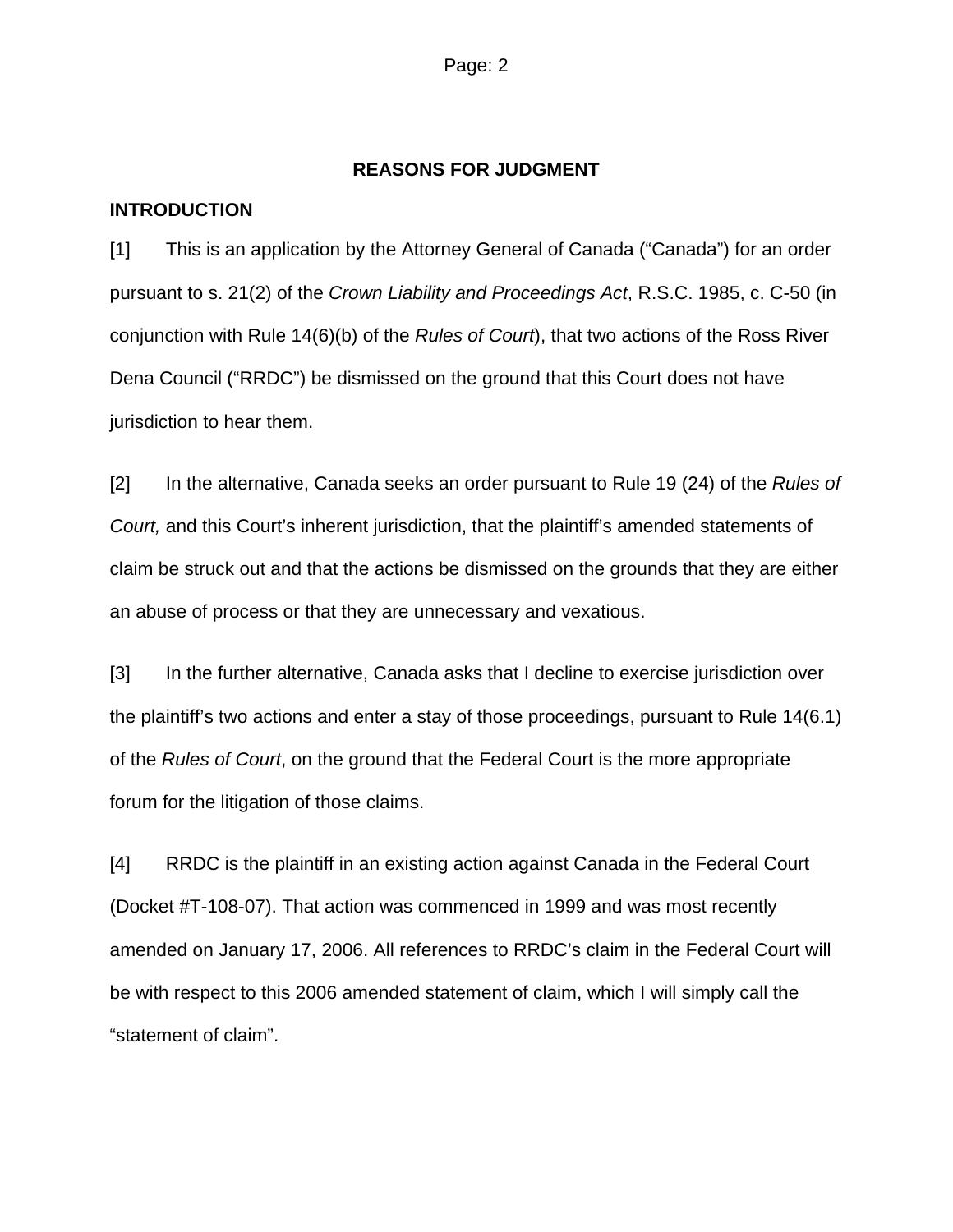## REASONS FOR JUDGMENT

### INTRODUCTION

[1] This is an application by the Attorney General of Canada ("Canada") for an order pursuant to s. 21(2) of the *Crown Liability and Proceedings Act*, R.S.C. 1985, c. C-50 (in conjunction with Rule 14(6)(b) of the *Rules of Court*), that two actions of the Ross River Dena Council ("RRDC") be dismissed on the ground that this Court does not have jurisdiction to hear them.

[2] In the alternative, Canada seeks an order pursuant to Rule 19 (24) of the *Rules of Court,* and this Court's inherent jurisdiction, that the plaintiff's amended statements of claim be struck out and that the actions be dismissed on the grounds that they are either an abuse of process or that they are unnecessary and vexatious.

[3] In the further alternative, Canada asks that I decline to exercise jurisdiction over the plaintiff's two actions and enter a stay of those proceedings, pursuant to Rule 14(6.1) of the *Rules of Court*, on the ground that the Federal Court is the more appropriate forum for the litigation of those claims.

[4] RRDC is the plaintiff in an existing action against Canada in the Federal Court (Docket #T-108-07). That action was commenced in 1999 and was most recently amended on January 17, 2006. All references to RRDC's claim in the Federal Court will be with respect to this 2006 amended statement of claim, which I will simply call the "statement of claim".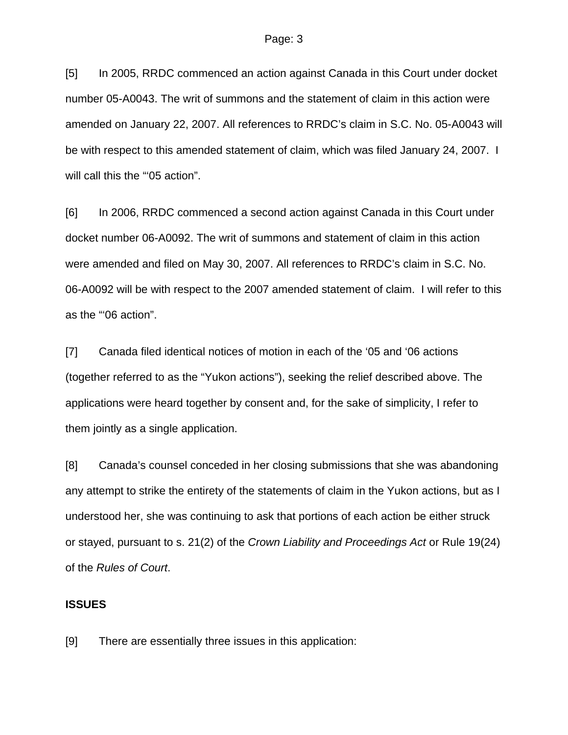[5] In 2005, RRDC commenced an action against Canada in this Court under docket number 05-A0043. The writ of summons and the statement of claim in this action were amended on January 22, 2007. All references to RRDC's claim in S.C. No. 05-A0043 will be with respect to this amended statement of claim, which was filed January 24, 2007. I will call this the "'05 action".

[6] In 2006, RRDC commenced a second action against Canada in this Court under docket number 06-A0092. The writ of summons and statement of claim in this action were amended and filed on May 30, 2007. All references to RRDC's claim in S.C. No. 06-A0092 will be with respect to the 2007 amended statement of claim. I will refer to this as the "'06 action".

[7] Canada filed identical notices of motion in each of the '05 and '06 actions (together referred to as the "Yukon actions"), seeking the relief described above. The applications were heard together by consent and, for the sake of simplicity, I refer to them jointly as a single application.

[8] Canada's counsel conceded in her closing submissions that she was abandoning any attempt to strike the entirety of the statements of claim in the Yukon actions, but as I understood her, she was continuing to ask that portions of each action be either struck or stayed, pursuant to s. 21(2) of the *Crown Liability and Proceedings Act* or Rule 19(24) of the *Rules of Court*.

**ISSUES**

[9] There are essentially three issues in this application: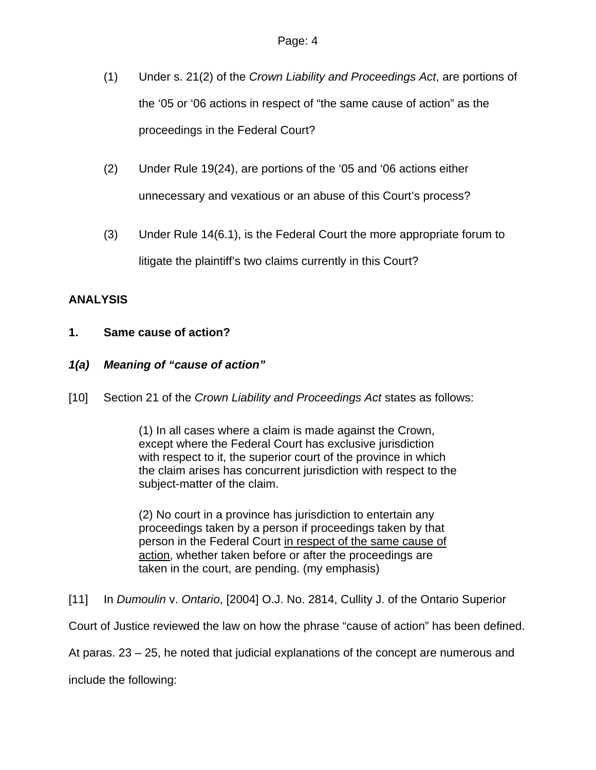(1) Under s. 21(2) of the *Crown Liability and Proceedings Act*, are portions of the '05 or '06 actions in respect of "the same cause of action" as the proceedings in the Federal Court?

(2) Under Rule 19(24), are portions of the '05 and '06 actions either unnecessary and vexatious or an abuse of this Court's process?

(3) Under Rule 14(6.1), is the Federal Court the more appropriate forum to litigate the plaintiff's two claims currently in this Court?

## ANALYSIS

### 1. Same cause of action?

#### *1(a) Meaning of "cause of action"*

[10] Section 21 of the *Crown Liability and Proceedings Act* states as follows:

> (1) In all cases where a claim is made against the Crown, except where the Federal Court has exclusive jurisdiction with respect to it, the superior court of the province in which the claim arises has concurrent jurisdiction with respect to the subject-matter of the claim.
>
> (2) No court in a province has jurisdiction to entertain any proceedings taken by a person if proceedings taken by that person in the Federal Court <u>in respect of the same cause of action</u>, whether taken before or after the proceedings are taken in the court, are pending. (my emphasis)

[11] In *Dumoulin* v. *Ontario*, [2004] O.J. No. 2814, Cullity J. of the Ontario Superior Court of Justice reviewed the law on how the phrase "cause of action" has been defined. At paras. 23 – 25, he noted that judicial explanations of the concept are numerous and include the following: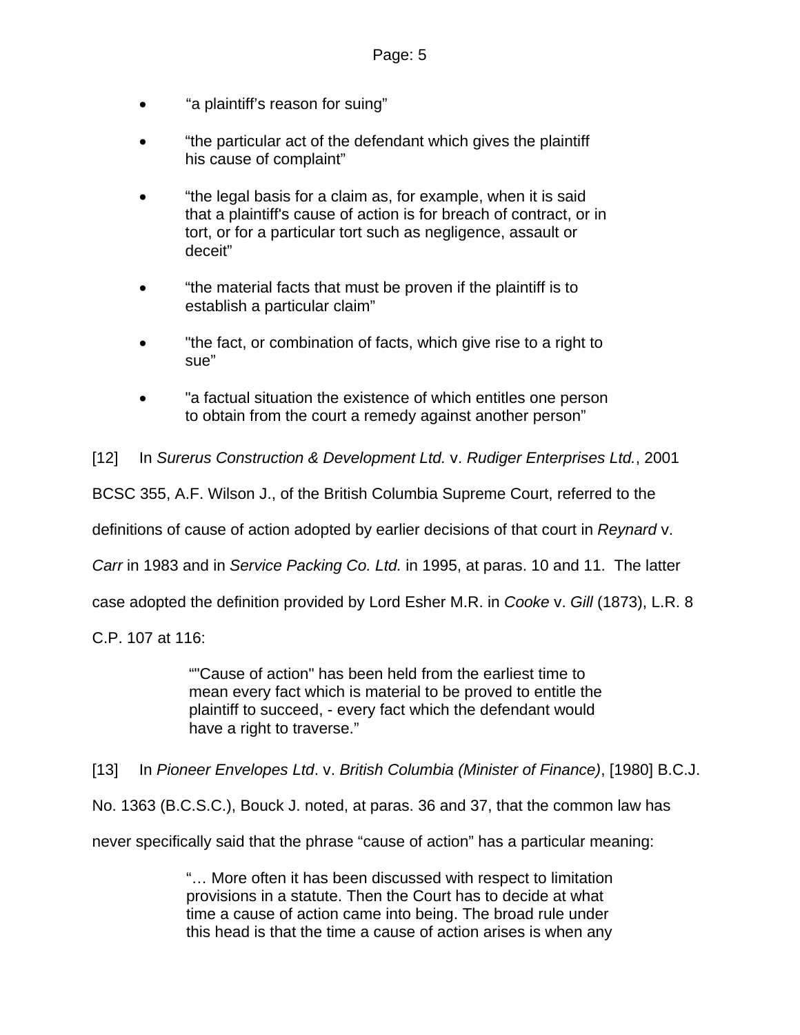- “a plaintiff’s reason for suing”
- “the particular act of the defendant which gives the plaintiff his cause of complaint”
- “the legal basis for a claim as, for example, when it is said that a plaintiff's cause of action is for breach of contract, or in tort, or for a particular tort such as negligence, assault or deceit”
- “the material facts that must be proven if the plaintiff is to establish a particular claim”
- "the fact, or combination of facts, which give rise to a right to sue”
- "a factual situation the existence of which entitles one person to obtain from the court a remedy against another person”

[12] In *Surerus Construction & Development Ltd.* v. *Rudiger Enterprises Ltd.*, 2001 BCSC 355, A.F. Wilson J., of the British Columbia Supreme Court, referred to the definitions of cause of action adopted by earlier decisions of that court in *Reynard* v. *Carr* in 1983 and in *Service Packing Co. Ltd.* in 1995, at paras. 10 and 11. The latter case adopted the definition provided by Lord Esher M.R. in *Cooke* v. *Gill* (1873), L.R. 8 C.P. 107 at 116:

> “"Cause of action" has been held from the earliest time to mean every fact which is material to be proved to entitle the plaintiff to succeed, - every fact which the defendant would have a right to traverse.”

[13] In *Pioneer Envelopes Ltd*. v. *British Columbia (Minister of Finance)*, [1980] B.C.J. No. 1363 (B.C.S.C.), Bouck J. noted, at paras. 36 and 37, that the common law has never specifically said that the phrase “cause of action” has a particular meaning:

> “… More often it has been discussed with respect to limitation provisions in a statute. Then the Court has to decide at what time a cause of action came into being. The broad rule under this head is that the time a cause of action arises is when any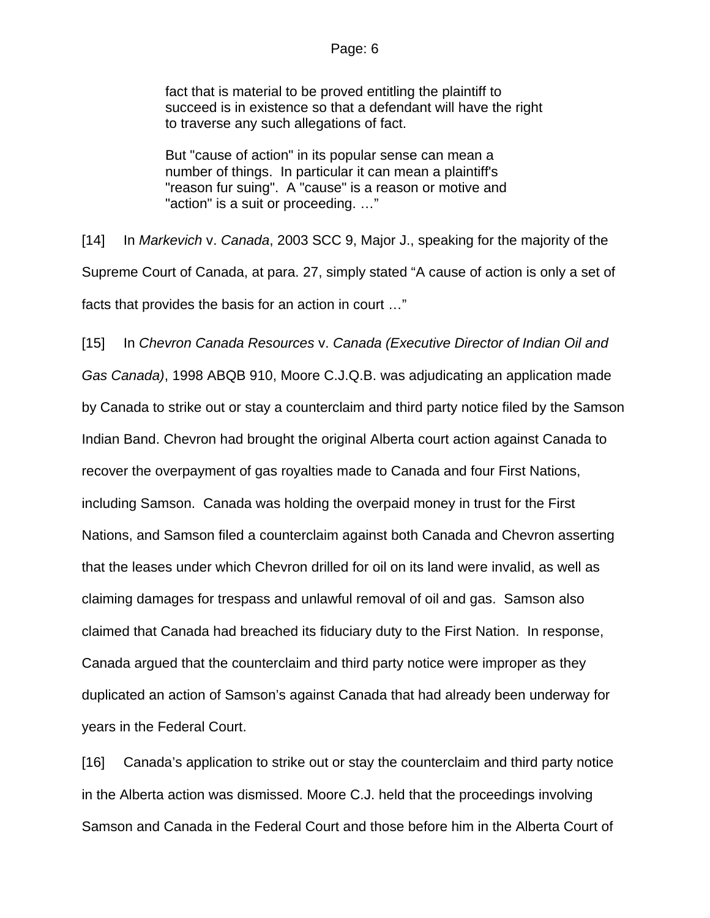> fact that is material to be proved entitling the plaintiff to succeed is in existence so that a defendant will have the right to traverse any such allegations of fact.
>
> But "cause of action" in its popular sense can mean a number of things. In particular it can mean a plaintiff's "reason fur suing". A "cause" is a reason or motive and "action" is a suit or proceeding. …"

[14] In *Markevich* v. *Canada*, 2003 SCC 9, Major J., speaking for the majority of the Supreme Court of Canada, at para. 27, simply stated "A cause of action is only a set of facts that provides the basis for an action in court …"

[15] In *Chevron Canada Resources* v. *Canada (Executive Director of Indian Oil and Gas Canada)*, 1998 ABQB 910, Moore C.J.Q.B. was adjudicating an application made by Canada to strike out or stay a counterclaim and third party notice filed by the Samson Indian Band. Chevron had brought the original Alberta court action against Canada to recover the overpayment of gas royalties made to Canada and four First Nations, including Samson. Canada was holding the overpaid money in trust for the First Nations, and Samson filed a counterclaim against both Canada and Chevron asserting that the leases under which Chevron drilled for oil on its land were invalid, as well as claiming damages for trespass and unlawful removal of oil and gas. Samson also claimed that Canada had breached its fiduciary duty to the First Nation. In response, Canada argued that the counterclaim and third party notice were improper as they duplicated an action of Samson's against Canada that had already been underway for years in the Federal Court.

[16] Canada's application to strike out or stay the counterclaim and third party notice in the Alberta action was dismissed. Moore C.J. held that the proceedings involving Samson and Canada in the Federal Court and those before him in the Alberta Court of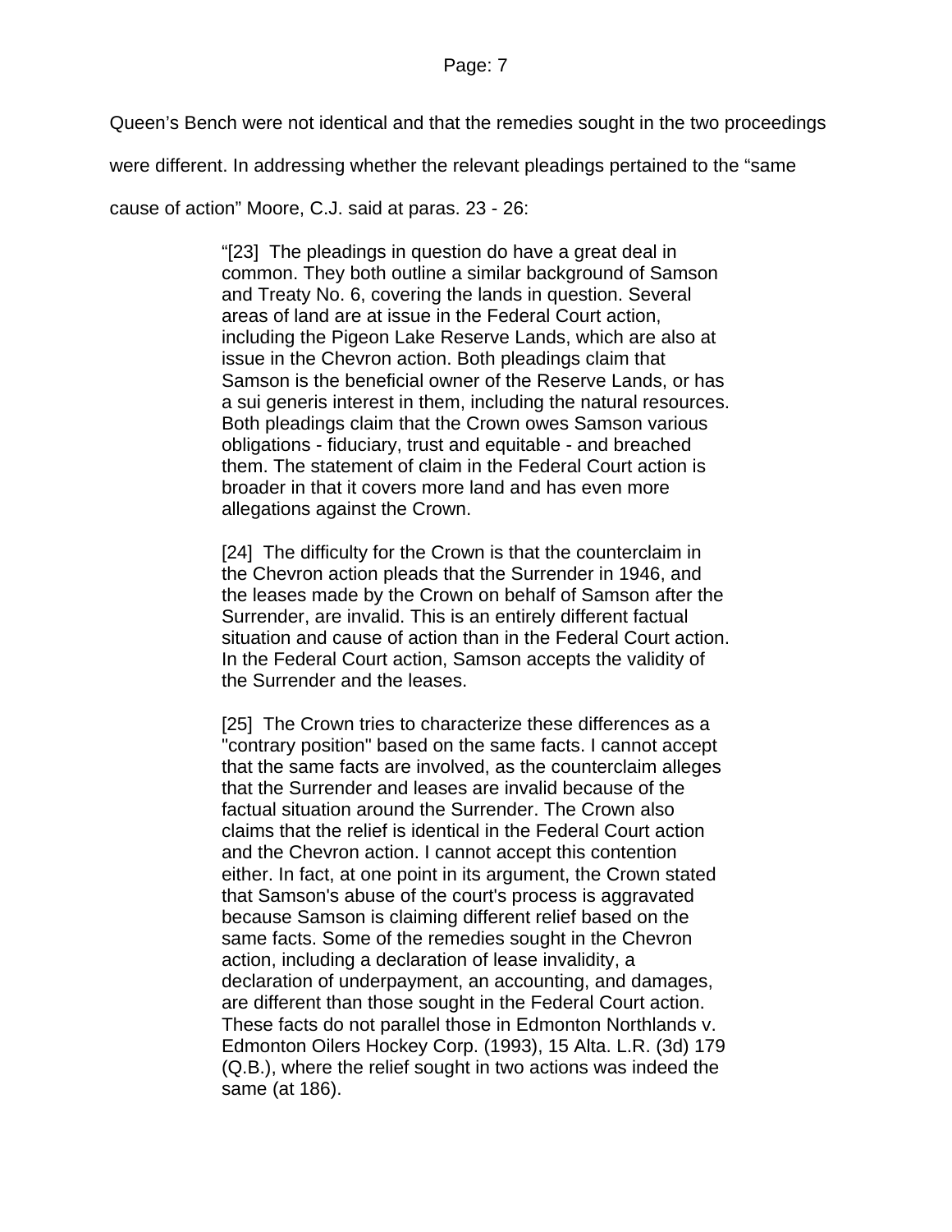Queen's Bench were not identical and that the remedies sought in the two proceedings were different. In addressing whether the relevant pleadings pertained to the "same cause of action" Moore, C.J. said at paras. 23 - 26:

> "[23] The pleadings in question do have a great deal in common. They both outline a similar background of Samson and Treaty No. 6, covering the lands in question. Several areas of land are at issue in the Federal Court action, including the Pigeon Lake Reserve Lands, which are also at issue in the Chevron action. Both pleadings claim that Samson is the beneficial owner of the Reserve Lands, or has a sui generis interest in them, including the natural resources. Both pleadings claim that the Crown owes Samson various obligations - fiduciary, trust and equitable - and breached them. The statement of claim in the Federal Court action is broader in that it covers more land and has even more allegations against the Crown.
>
> [24] The difficulty for the Crown is that the counterclaim in the Chevron action pleads that the Surrender in 1946, and the leases made by the Crown on behalf of Samson after the Surrender, are invalid. This is an entirely different factual situation and cause of action than in the Federal Court action. In the Federal Court action, Samson accepts the validity of the Surrender and the leases.
>
> [25] The Crown tries to characterize these differences as a "contrary position" based on the same facts. I cannot accept that the same facts are involved, as the counterclaim alleges that the Surrender and leases are invalid because of the factual situation around the Surrender. The Crown also claims that the relief is identical in the Federal Court action and the Chevron action. I cannot accept this contention either. In fact, at one point in its argument, the Crown stated that Samson's abuse of the court's process is aggravated because Samson is claiming different relief based on the same facts. Some of the remedies sought in the Chevron action, including a declaration of lease invalidity, a declaration of underpayment, an accounting, and damages, are different than those sought in the Federal Court action. These facts do not parallel those in Edmonton Northlands v. Edmonton Oilers Hockey Corp. (1993), 15 Alta. L.R. (3d) 179 (Q.B.), where the relief sought in two actions was indeed the same (at 186).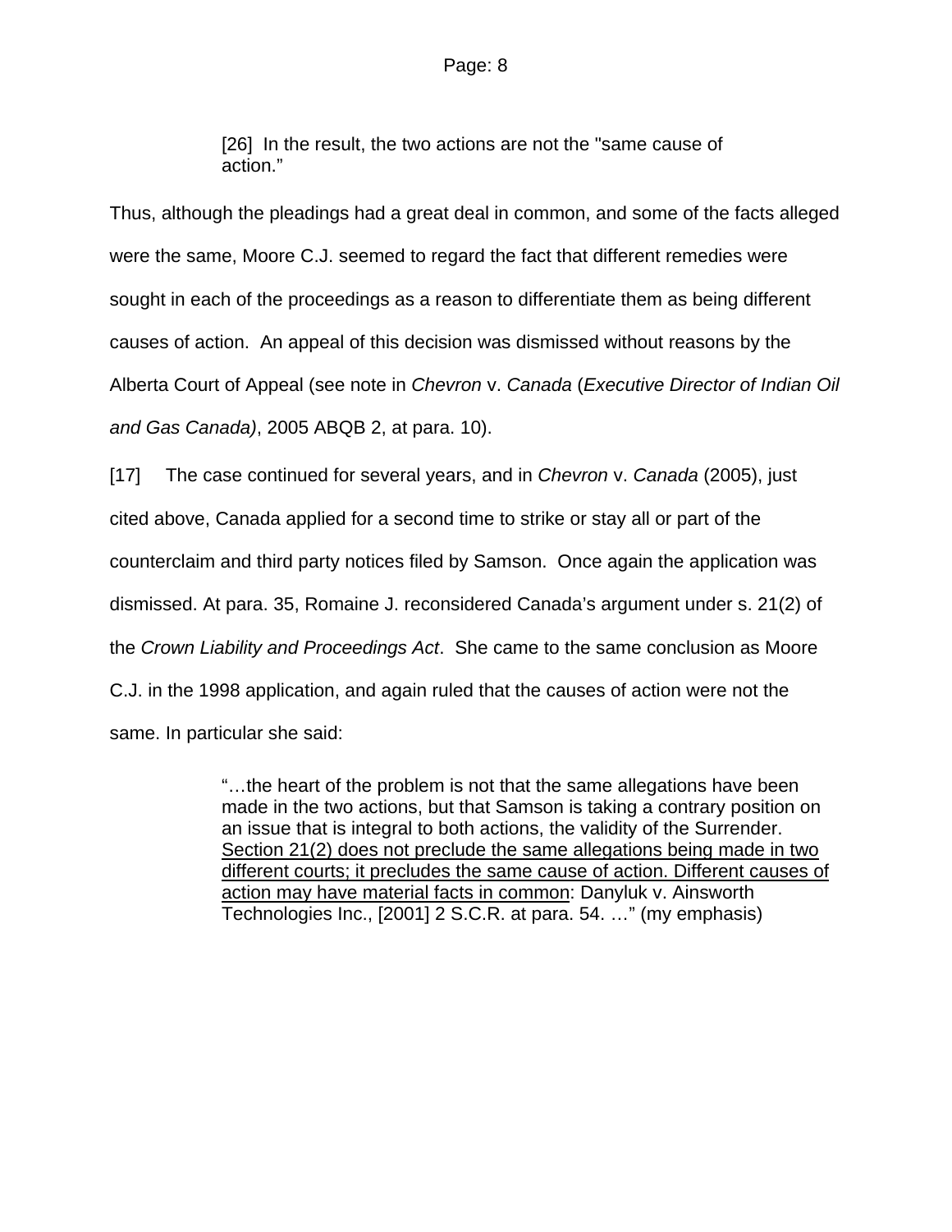> [26] In the result, the two actions are not the "same cause of action."

Thus, although the pleadings had a great deal in common, and some of the facts alleged were the same, Moore C.J. seemed to regard the fact that different remedies were sought in each of the proceedings as a reason to differentiate them as being different causes of action. An appeal of this decision was dismissed without reasons by the Alberta Court of Appeal (see note in *Chevron* v. *Canada* (*Executive Director of Indian Oil and Gas Canada)*, 2005 ABQB 2, at para. 10).

[17] The case continued for several years, and in *Chevron* v. *Canada* (2005), just cited above, Canada applied for a second time to strike or stay all or part of the counterclaim and third party notices filed by Samson. Once again the application was dismissed. At para. 35, Romaine J. reconsidered Canada's argument under s. 21(2) of the *Crown Liability and Proceedings Act*. She came to the same conclusion as Moore C.J. in the 1998 application, and again ruled that the causes of action were not the same. In particular she said:

> "…the heart of the problem is not that the same allegations have been made in the two actions, but that Samson is taking a contrary position on an issue that is integral to both actions, the validity of the Surrender. <u>Section 21(2) does not preclude the same allegations being made in two different courts; it precludes the same cause of action. Different causes of action may have material facts in common</u>: Danyluk v. Ainsworth Technologies Inc., [2001] 2 S.C.R. at para. 54. …" (my emphasis)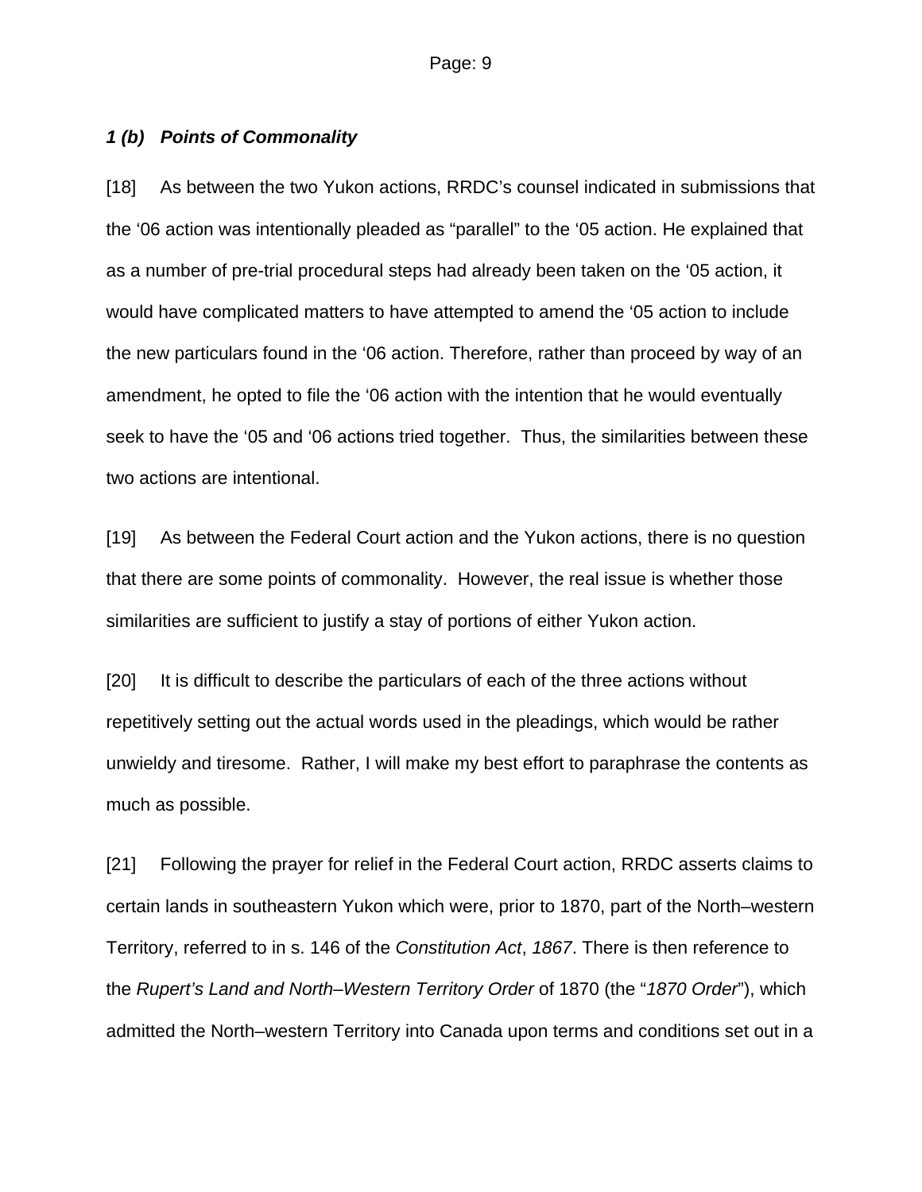### *1 (b) Points of Commonality*

[18] As between the two Yukon actions, RRDC's counsel indicated in submissions that the '06 action was intentionally pleaded as "parallel" to the '05 action. He explained that as a number of pre-trial procedural steps had already been taken on the '05 action, it would have complicated matters to have attempted to amend the '05 action to include the new particulars found in the '06 action. Therefore, rather than proceed by way of an amendment, he opted to file the '06 action with the intention that he would eventually seek to have the '05 and '06 actions tried together. Thus, the similarities between these two actions are intentional.

[19] As between the Federal Court action and the Yukon actions, there is no question that there are some points of commonality. However, the real issue is whether those similarities are sufficient to justify a stay of portions of either Yukon action.

[20] It is difficult to describe the particulars of each of the three actions without repetitively setting out the actual words used in the pleadings, which would be rather unwieldy and tiresome. Rather, I will make my best effort to paraphrase the contents as much as possible.

[21] Following the prayer for relief in the Federal Court action, RRDC asserts claims to certain lands in southeastern Yukon which were, prior to 1870, part of the North–western Territory, referred to in s. 146 of the *Constitution Act*, *1867*. There is then reference to the *Rupert's Land and North–Western Territory Order* of 1870 (the "*1870 Order*"), which admitted the North–western Territory into Canada upon terms and conditions set out in a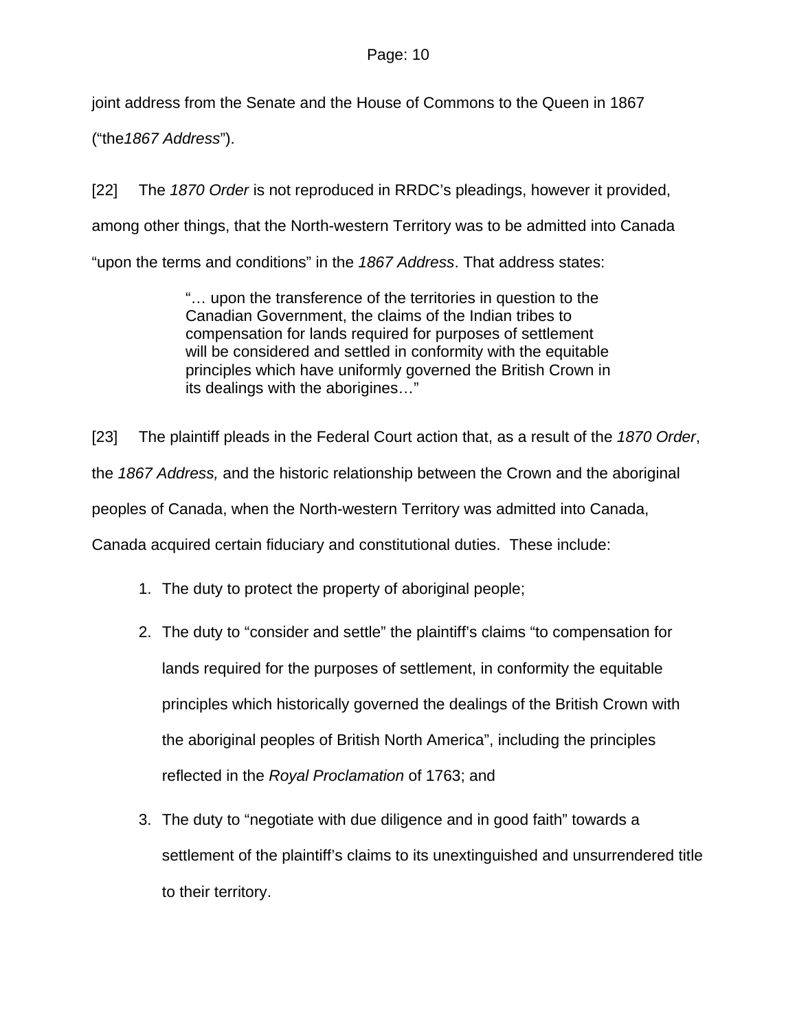joint address from the Senate and the House of Commons to the Queen in 1867 ("the*1867 Address*").

[22] The *1870 Order* is not reproduced in RRDC's pleadings, however it provided, among other things, that the North-western Territory was to be admitted into Canada "upon the terms and conditions" in the *1867 Address*. That address states:

> "… upon the transference of the territories in question to the Canadian Government, the claims of the Indian tribes to compensation for lands required for purposes of settlement will be considered and settled in conformity with the equitable principles which have uniformly governed the British Crown in its dealings with the aborigines…"

[23] The plaintiff pleads in the Federal Court action that, as a result of the *1870 Order*, the *1867 Address,* and the historic relationship between the Crown and the aboriginal peoples of Canada, when the North-western Territory was admitted into Canada, Canada acquired certain fiduciary and constitutional duties. These include:

1. The duty to protect the property of aboriginal people;
2. The duty to "consider and settle" the plaintiff's claims "to compensation for lands required for the purposes of settlement, in conformity the equitable principles which historically governed the dealings of the British Crown with the aboriginal peoples of British North America", including the principles reflected in the *Royal Proclamation* of 1763; and
3. The duty to "negotiate with due diligence and in good faith" towards a settlement of the plaintiff's claims to its unextinguished and unsurrendered title to their territory.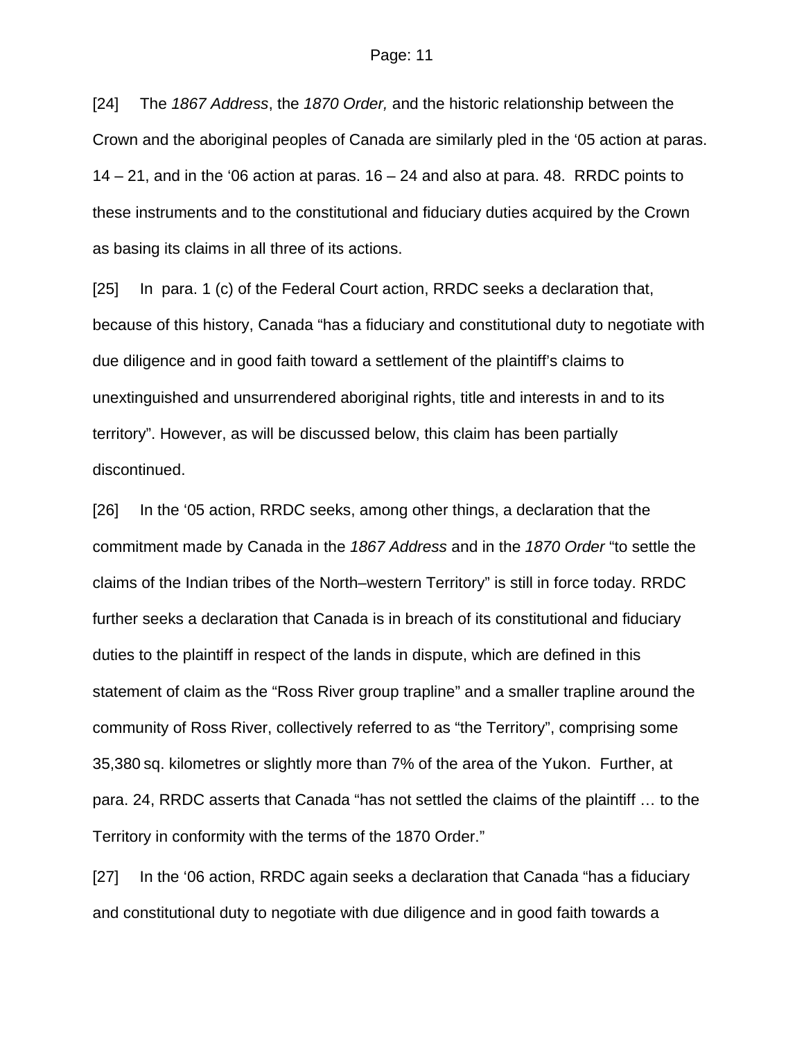[24] The *1867 Address*, the *1870 Order,* and the historic relationship between the Crown and the aboriginal peoples of Canada are similarly pled in the '05 action at paras. 14 – 21, and in the '06 action at paras. 16 – 24 and also at para. 48. RRDC points to these instruments and to the constitutional and fiduciary duties acquired by the Crown as basing its claims in all three of its actions.

[25] In para. 1 (c) of the Federal Court action, RRDC seeks a declaration that, because of this history, Canada "has a fiduciary and constitutional duty to negotiate with due diligence and in good faith toward a settlement of the plaintiff's claims to unextinguished and unsurrendered aboriginal rights, title and interests in and to its territory". However, as will be discussed below, this claim has been partially discontinued.

[26] In the '05 action, RRDC seeks, among other things, a declaration that the commitment made by Canada in the *1867 Address* and in the *1870 Order* "to settle the claims of the Indian tribes of the North–western Territory" is still in force today. RRDC further seeks a declaration that Canada is in breach of its constitutional and fiduciary duties to the plaintiff in respect of the lands in dispute, which are defined in this statement of claim as the "Ross River group trapline" and a smaller trapline around the community of Ross River, collectively referred to as "the Territory", comprising some 35,380 sq. kilometres or slightly more than 7% of the area of the Yukon. Further, at para. 24, RRDC asserts that Canada "has not settled the claims of the plaintiff … to the Territory in conformity with the terms of the 1870 Order."

[27] In the '06 action, RRDC again seeks a declaration that Canada "has a fiduciary and constitutional duty to negotiate with due diligence and in good faith towards a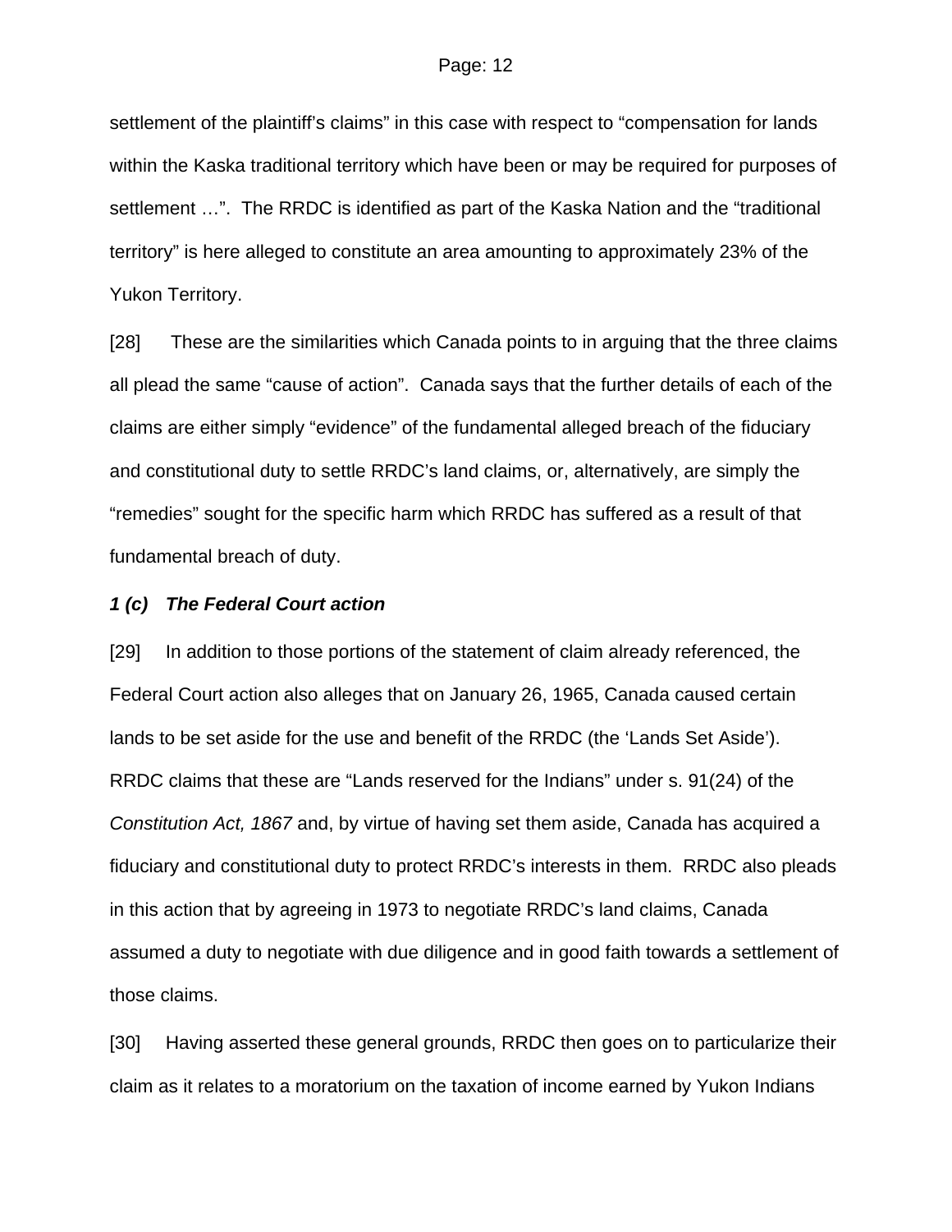settlement of the plaintiff's claims" in this case with respect to "compensation for lands within the Kaska traditional territory which have been or may be required for purposes of settlement …". The RRDC is identified as part of the Kaska Nation and the "traditional territory" is here alleged to constitute an area amounting to approximately 23% of the Yukon Territory.

[28] These are the similarities which Canada points to in arguing that the three claims all plead the same "cause of action". Canada says that the further details of each of the claims are either simply "evidence" of the fundamental alleged breach of the fiduciary and constitutional duty to settle RRDC's land claims, or, alternatively, are simply the "remedies" sought for the specific harm which RRDC has suffered as a result of that fundamental breach of duty.

***1 (c) The Federal Court action***

[29] In addition to those portions of the statement of claim already referenced, the Federal Court action also alleges that on January 26, 1965, Canada caused certain lands to be set aside for the use and benefit of the RRDC (the 'Lands Set Aside'). RRDC claims that these are "Lands reserved for the Indians" under s. 91(24) of the *Constitution Act, 1867* and, by virtue of having set them aside, Canada has acquired a fiduciary and constitutional duty to protect RRDC's interests in them. RRDC also pleads in this action that by agreeing in 1973 to negotiate RRDC's land claims, Canada assumed a duty to negotiate with due diligence and in good faith towards a settlement of those claims.

[30] Having asserted these general grounds, RRDC then goes on to particularize their claim as it relates to a moratorium on the taxation of income earned by Yukon Indians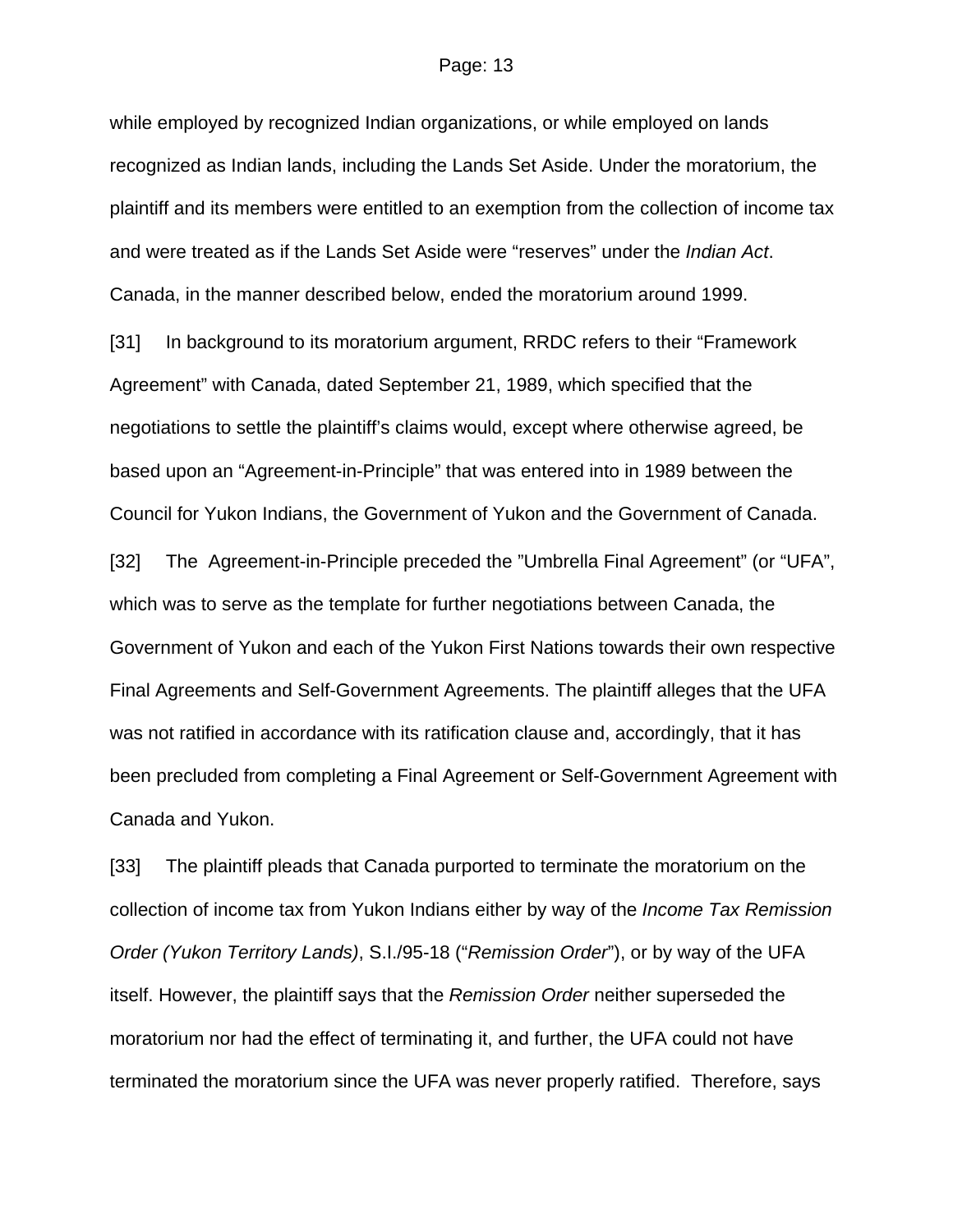while employed by recognized Indian organizations, or while employed on lands recognized as Indian lands, including the Lands Set Aside. Under the moratorium, the plaintiff and its members were entitled to an exemption from the collection of income tax and were treated as if the Lands Set Aside were "reserves" under the *Indian Act*. Canada, in the manner described below, ended the moratorium around 1999.

[31] In background to its moratorium argument, RRDC refers to their "Framework Agreement" with Canada, dated September 21, 1989, which specified that the negotiations to settle the plaintiff's claims would, except where otherwise agreed, be based upon an "Agreement-in-Principle" that was entered into in 1989 between the Council for Yukon Indians, the Government of Yukon and the Government of Canada.

[32] The Agreement-in-Principle preceded the "Umbrella Final Agreement" (or "UFA", which was to serve as the template for further negotiations between Canada, the Government of Yukon and each of the Yukon First Nations towards their own respective Final Agreements and Self-Government Agreements. The plaintiff alleges that the UFA was not ratified in accordance with its ratification clause and, accordingly, that it has been precluded from completing a Final Agreement or Self-Government Agreement with Canada and Yukon.

[33] The plaintiff pleads that Canada purported to terminate the moratorium on the collection of income tax from Yukon Indians either by way of the *Income Tax Remission Order (Yukon Territory Lands)*, S.I./95-18 ("*Remission Order*"), or by way of the UFA itself. However, the plaintiff says that the *Remission Order* neither superseded the moratorium nor had the effect of terminating it, and further, the UFA could not have terminated the moratorium since the UFA was never properly ratified. Therefore, says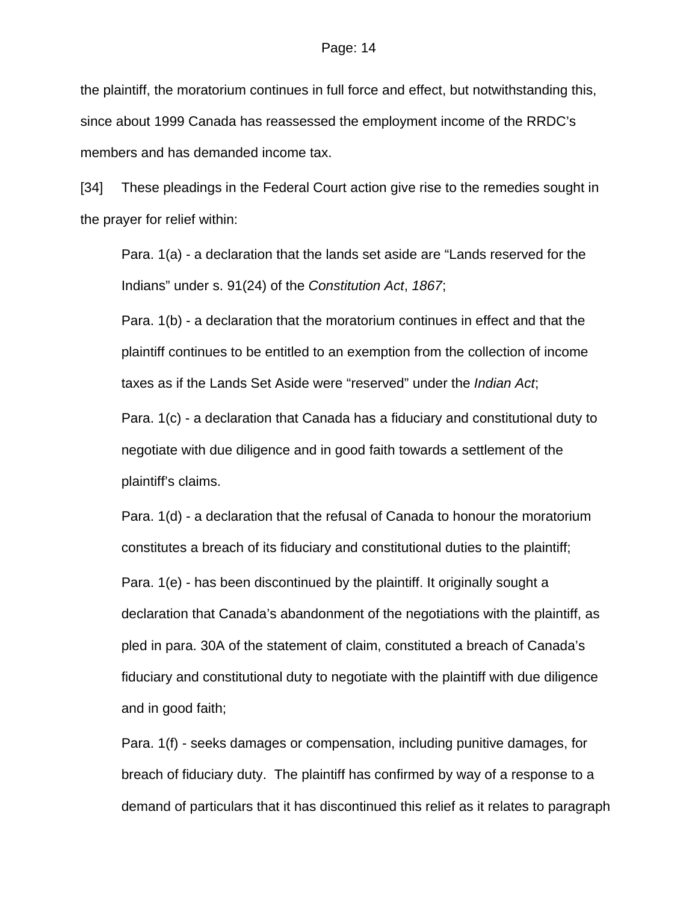the plaintiff, the moratorium continues in full force and effect, but notwithstanding this, since about 1999 Canada has reassessed the employment income of the RRDC's members and has demanded income tax.

[34] These pleadings in the Federal Court action give rise to the remedies sought in the prayer for relief within:

> Para. 1(a) - a declaration that the lands set aside are "Lands reserved for the Indians" under s. 91(24) of the *Constitution Act*, *1867*;
>
> Para. 1(b) - a declaration that the moratorium continues in effect and that the plaintiff continues to be entitled to an exemption from the collection of income taxes as if the Lands Set Aside were "reserved" under the *Indian Act*;
>
> Para. 1(c) - a declaration that Canada has a fiduciary and constitutional duty to negotiate with due diligence and in good faith towards a settlement of the plaintiff's claims.
>
> Para. 1(d) - a declaration that the refusal of Canada to honour the moratorium constitutes a breach of its fiduciary and constitutional duties to the plaintiff;
>
> Para. 1(e) - has been discontinued by the plaintiff. It originally sought a declaration that Canada's abandonment of the negotiations with the plaintiff, as pled in para. 30A of the statement of claim, constituted a breach of Canada's fiduciary and constitutional duty to negotiate with the plaintiff with due diligence and in good faith;
>
> Para. 1(f) - seeks damages or compensation, including punitive damages, for breach of fiduciary duty. The plaintiff has confirmed by way of a response to a demand of particulars that it has discontinued this relief as it relates to paragraph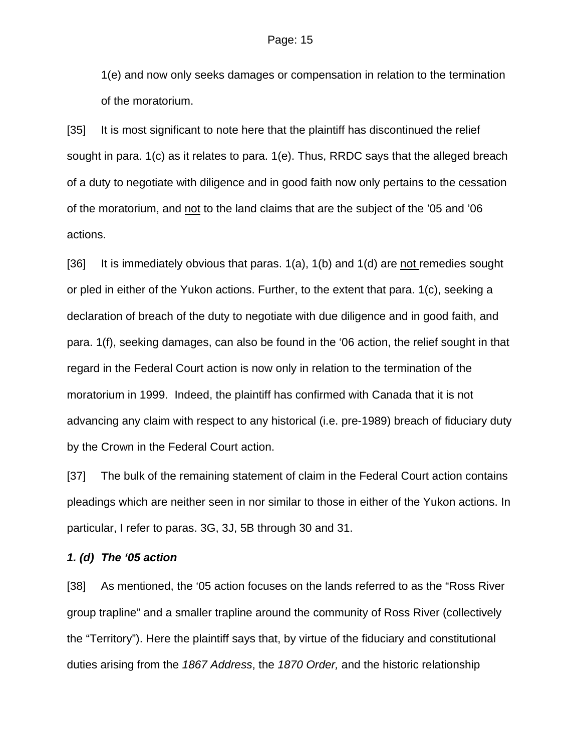1(e) and now only seeks damages or compensation in relation to the termination of the moratorium.

[35] It is most significant to note here that the plaintiff has discontinued the relief sought in para. 1(c) as it relates to para. 1(e). Thus, RRDC says that the alleged breach of a duty to negotiate with diligence and in good faith now <u>only</u> pertains to the cessation of the moratorium, and <u>not</u> to the land claims that are the subject of the '05 and '06 actions.

[36] It is immediately obvious that paras. 1(a), 1(b) and 1(d) are <u>not</u> remedies sought or pled in either of the Yukon actions. Further, to the extent that para. 1(c), seeking a declaration of breach of the duty to negotiate with due diligence and in good faith, and para. 1(f), seeking damages, can also be found in the '06 action, the relief sought in that regard in the Federal Court action is now only in relation to the termination of the moratorium in 1999. Indeed, the plaintiff has confirmed with Canada that it is not advancing any claim with respect to any historical (i.e. pre-1989) breach of fiduciary duty by the Crown in the Federal Court action.

[37] The bulk of the remaining statement of claim in the Federal Court action contains pleadings which are neither seen in nor similar to those in either of the Yukon actions. In particular, I refer to paras. 3G, 3J, 5B through 30 and 31.

***1. (d) The '05 action***

[38] As mentioned, the '05 action focuses on the lands referred to as the "Ross River group trapline" and a smaller trapline around the community of Ross River (collectively the "Territory"). Here the plaintiff says that, by virtue of the fiduciary and constitutional duties arising from the *1867 Address*, the *1870 Order,* and the historic relationship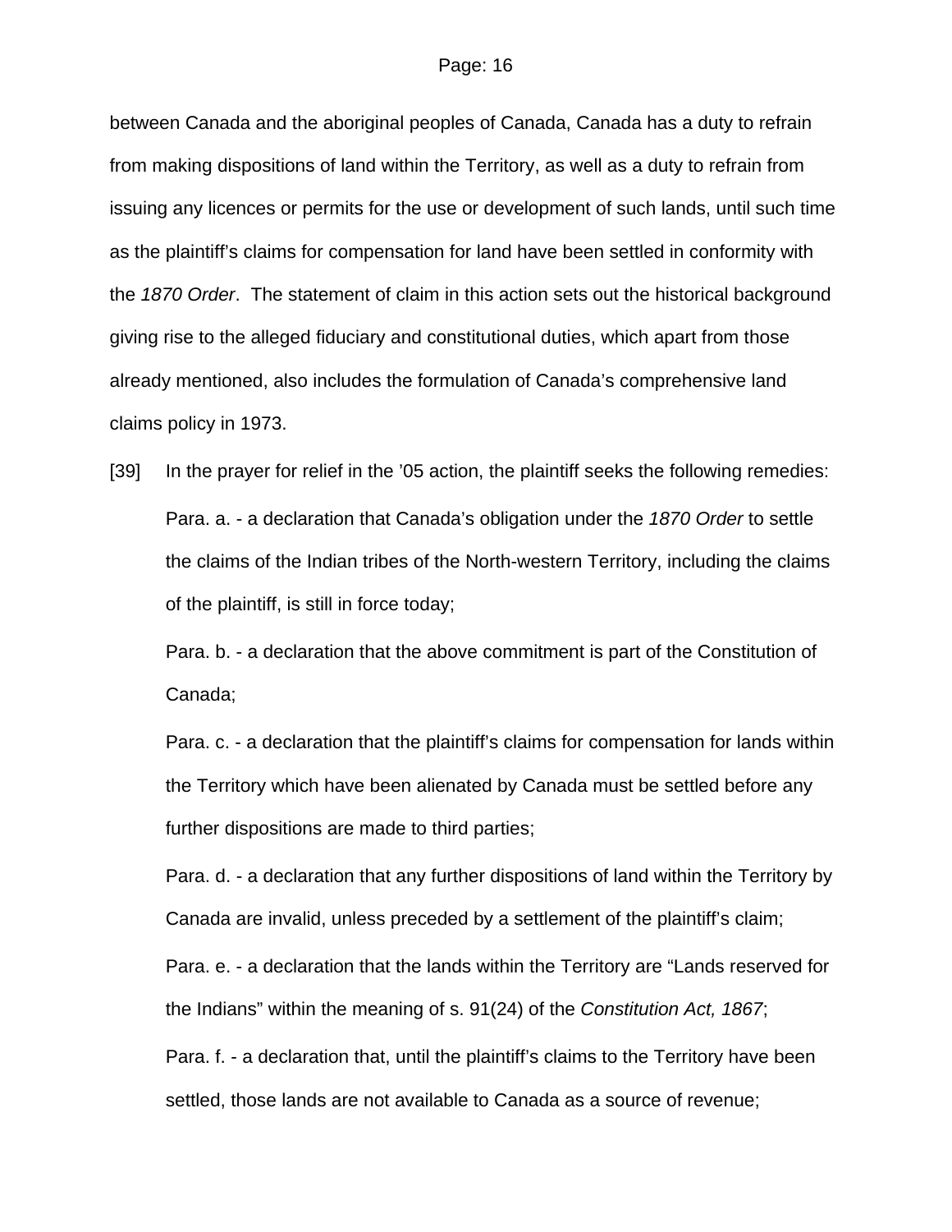between Canada and the aboriginal peoples of Canada, Canada has a duty to refrain from making dispositions of land within the Territory, as well as a duty to refrain from issuing any licences or permits for the use or development of such lands, until such time as the plaintiff's claims for compensation for land have been settled in conformity with the *1870 Order*. The statement of claim in this action sets out the historical background giving rise to the alleged fiduciary and constitutional duties, which apart from those already mentioned, also includes the formulation of Canada's comprehensive land claims policy in 1973.

[39] In the prayer for relief in the '05 action, the plaintiff seeks the following remedies:

> Para. a. - a declaration that Canada's obligation under the *1870 Order* to settle the claims of the Indian tribes of the North-western Territory, including the claims of the plaintiff, is still in force today;
>
> Para. b. - a declaration that the above commitment is part of the Constitution of Canada;
>
> Para. c. - a declaration that the plaintiff's claims for compensation for lands within the Territory which have been alienated by Canada must be settled before any further dispositions are made to third parties;
>
> Para. d. - a declaration that any further dispositions of land within the Territory by Canada are invalid, unless preceded by a settlement of the plaintiff's claim;
>
> Para. e. - a declaration that the lands within the Territory are "Lands reserved for the Indians" within the meaning of s. 91(24) of the *Constitution Act, 1867*;
>
> Para. f. - a declaration that, until the plaintiff's claims to the Territory have been settled, those lands are not available to Canada as a source of revenue;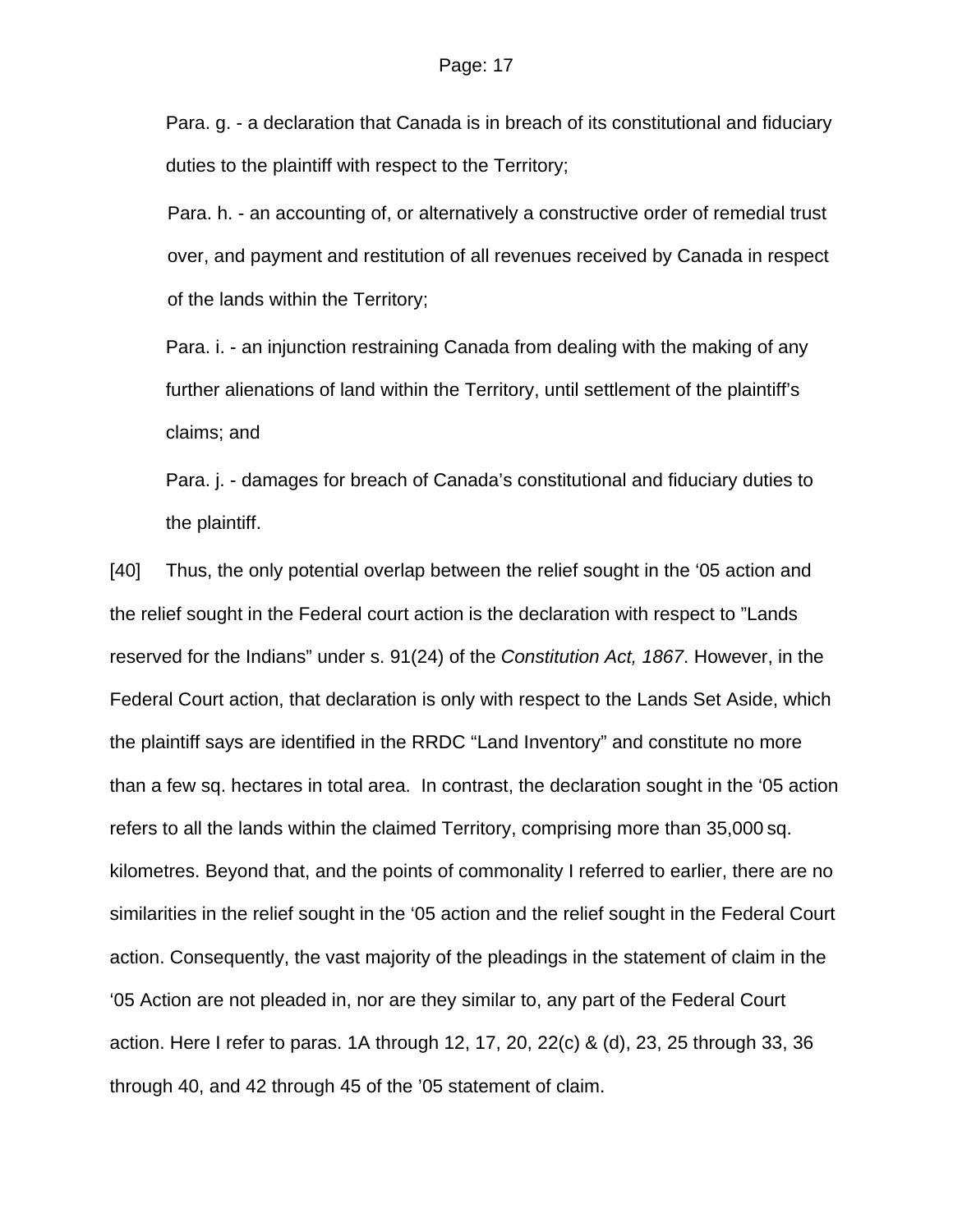Para. g. - a declaration that Canada is in breach of its constitutional and fiduciary duties to the plaintiff with respect to the Territory;

Para. h. - an accounting of, or alternatively a constructive order of remedial trust over, and payment and restitution of all revenues received by Canada in respect of the lands within the Territory;

Para. i. - an injunction restraining Canada from dealing with the making of any further alienations of land within the Territory, until settlement of the plaintiff's claims; and

Para. j. - damages for breach of Canada's constitutional and fiduciary duties to the plaintiff.

[40] Thus, the only potential overlap between the relief sought in the '05 action and the relief sought in the Federal court action is the declaration with respect to "Lands reserved for the Indians" under s. 91(24) of the *Constitution Act, 1867*. However, in the Federal Court action, that declaration is only with respect to the Lands Set Aside, which the plaintiff says are identified in the RRDC "Land Inventory" and constitute no more than a few sq. hectares in total area. In contrast, the declaration sought in the '05 action refers to all the lands within the claimed Territory, comprising more than 35,000 sq. kilometres. Beyond that, and the points of commonality I referred to earlier, there are no similarities in the relief sought in the '05 action and the relief sought in the Federal Court action. Consequently, the vast majority of the pleadings in the statement of claim in the '05 Action are not pleaded in, nor are they similar to, any part of the Federal Court action. Here I refer to paras. 1A through 12, 17, 20, 22(c) & (d), 23, 25 through 33, 36 through 40, and 42 through 45 of the '05 statement of claim.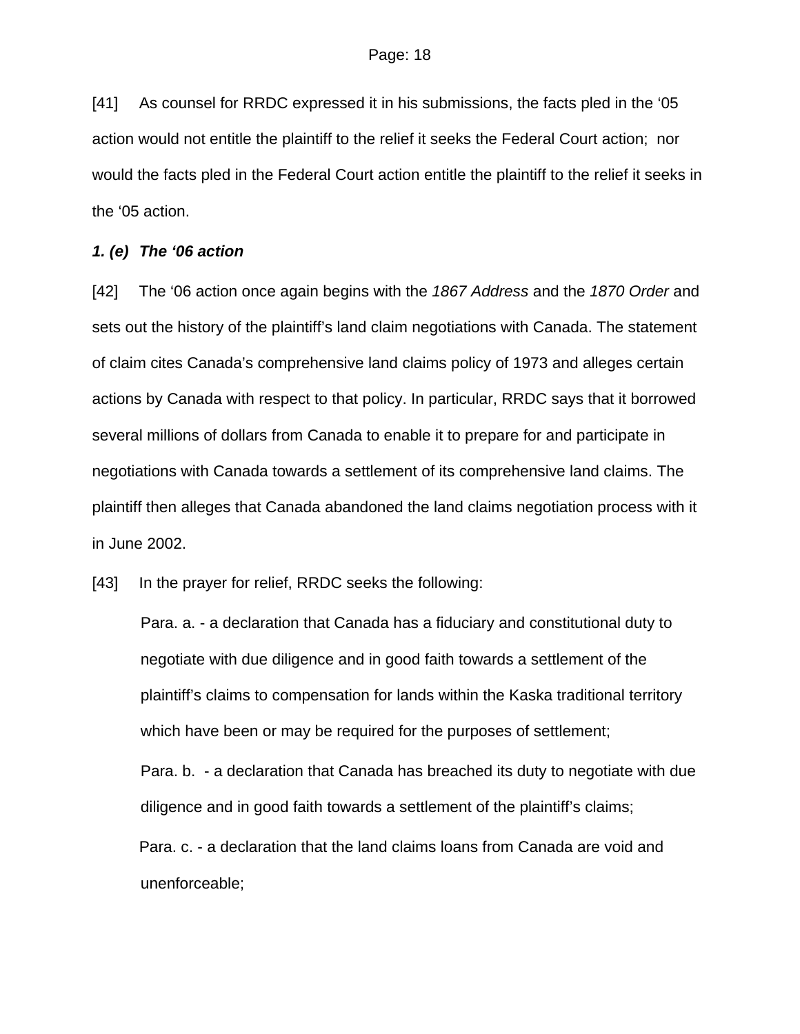[41] As counsel for RRDC expressed it in his submissions, the facts pled in the '05 action would not entitle the plaintiff to the relief it seeks the Federal Court action; nor would the facts pled in the Federal Court action entitle the plaintiff to the relief it seeks in the '05 action.

### *1. (e) The '06 action*

[42] The '06 action once again begins with the *1867 Address* and the *1870 Order* and sets out the history of the plaintiff's land claim negotiations with Canada. The statement of claim cites Canada's comprehensive land claims policy of 1973 and alleges certain actions by Canada with respect to that policy. In particular, RRDC says that it borrowed several millions of dollars from Canada to enable it to prepare for and participate in negotiations with Canada towards a settlement of its comprehensive land claims. The plaintiff then alleges that Canada abandoned the land claims negotiation process with it in June 2002.

[43] In the prayer for relief, RRDC seeks the following:

> Para. a. - a declaration that Canada has a fiduciary and constitutional duty to negotiate with due diligence and in good faith towards a settlement of the plaintiff's claims to compensation for lands within the Kaska traditional territory which have been or may be required for the purposes of settlement;
>
> Para. b. - a declaration that Canada has breached its duty to negotiate with due diligence and in good faith towards a settlement of the plaintiff's claims;
>
> Para. c. - a declaration that the land claims loans from Canada are void and unenforceable;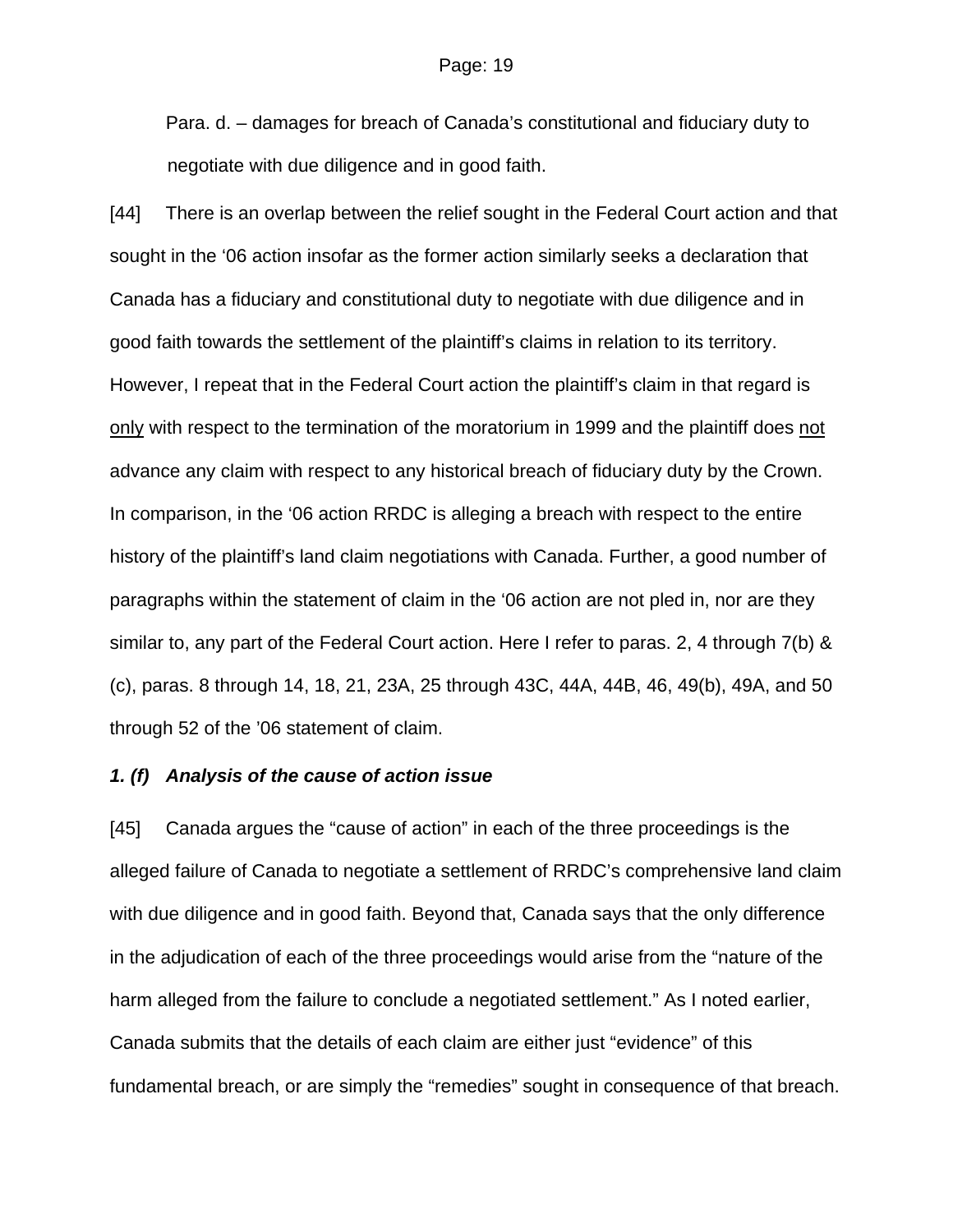Para. d. – damages for breach of Canada's constitutional and fiduciary duty to negotiate with due diligence and in good faith.

[44] There is an overlap between the relief sought in the Federal Court action and that sought in the '06 action insofar as the former action similarly seeks a declaration that Canada has a fiduciary and constitutional duty to negotiate with due diligence and in good faith towards the settlement of the plaintiff's claims in relation to its territory. However, I repeat that in the Federal Court action the plaintiff's claim in that regard is <u>only</u> with respect to the termination of the moratorium in 1999 and the plaintiff does <u>not</u> advance any claim with respect to any historical breach of fiduciary duty by the Crown. In comparison, in the '06 action RRDC is alleging a breach with respect to the entire history of the plaintiff's land claim negotiations with Canada. Further, a good number of paragraphs within the statement of claim in the '06 action are not pled in, nor are they similar to, any part of the Federal Court action. Here I refer to paras. 2, 4 through 7(b) & (c), paras. 8 through 14, 18, 21, 23A, 25 through 43C, 44A, 44B, 46, 49(b), 49A, and 50 through 52 of the '06 statement of claim.

***1. (f) Analysis of the cause of action issue***

[45] Canada argues the "cause of action" in each of the three proceedings is the alleged failure of Canada to negotiate a settlement of RRDC's comprehensive land claim with due diligence and in good faith. Beyond that, Canada says that the only difference in the adjudication of each of the three proceedings would arise from the "nature of the harm alleged from the failure to conclude a negotiated settlement." As I noted earlier, Canada submits that the details of each claim are either just "evidence" of this fundamental breach, or are simply the "remedies" sought in consequence of that breach.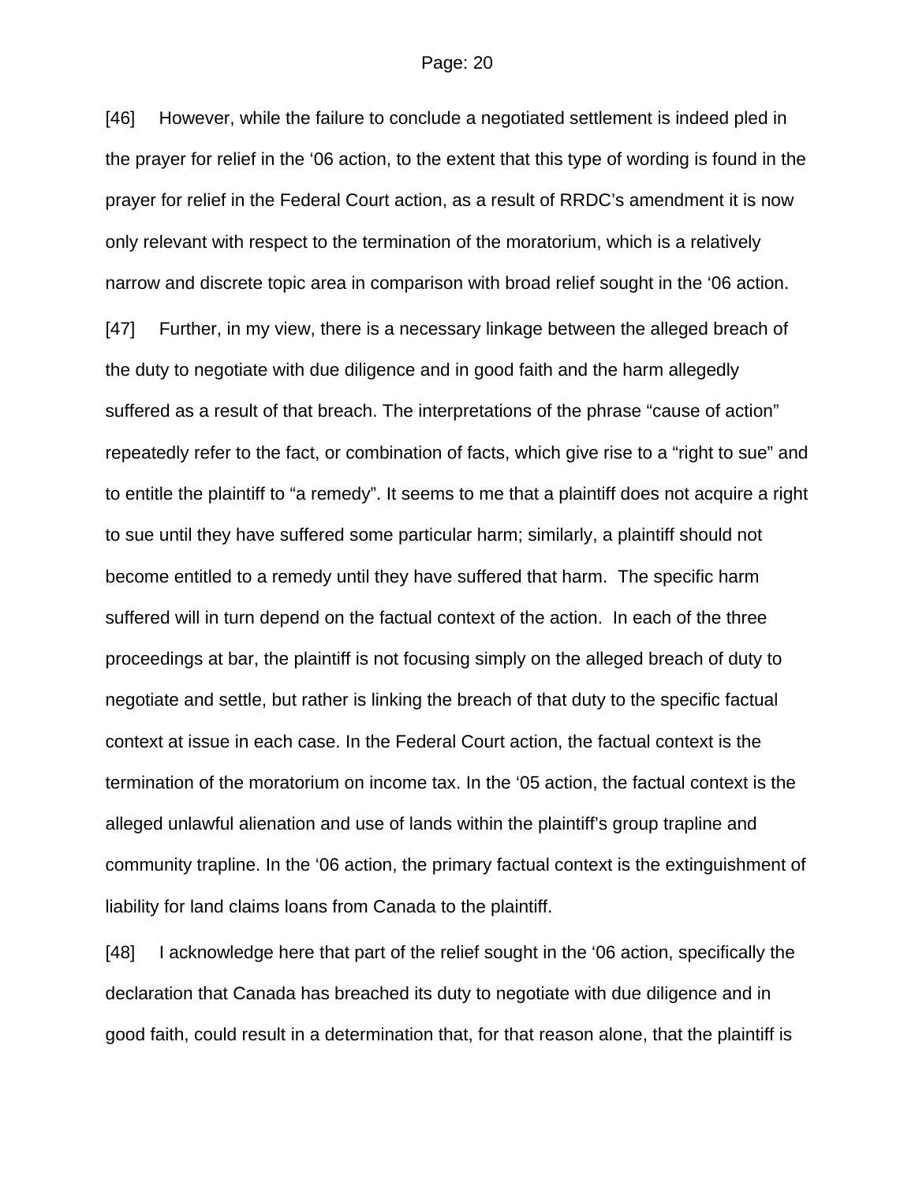[46] However, while the failure to conclude a negotiated settlement is indeed pled in the prayer for relief in the '06 action, to the extent that this type of wording is found in the prayer for relief in the Federal Court action, as a result of RRDC's amendment it is now only relevant with respect to the termination of the moratorium, which is a relatively narrow and discrete topic area in comparison with broad relief sought in the '06 action.

[47] Further, in my view, there is a necessary linkage between the alleged breach of the duty to negotiate with due diligence and in good faith and the harm allegedly suffered as a result of that breach. The interpretations of the phrase "cause of action" repeatedly refer to the fact, or combination of facts, which give rise to a "right to sue" and to entitle the plaintiff to "a remedy". It seems to me that a plaintiff does not acquire a right to sue until they have suffered some particular harm; similarly, a plaintiff should not become entitled to a remedy until they have suffered that harm. The specific harm suffered will in turn depend on the factual context of the action. In each of the three proceedings at bar, the plaintiff is not focusing simply on the alleged breach of duty to negotiate and settle, but rather is linking the breach of that duty to the specific factual context at issue in each case. In the Federal Court action, the factual context is the termination of the moratorium on income tax. In the '05 action, the factual context is the alleged unlawful alienation and use of lands within the plaintiff's group trapline and community trapline. In the '06 action, the primary factual context is the extinguishment of liability for land claims loans from Canada to the plaintiff.

[48] I acknowledge here that part of the relief sought in the '06 action, specifically the declaration that Canada has breached its duty to negotiate with due diligence and in good faith, could result in a determination that, for that reason alone, that the plaintiff is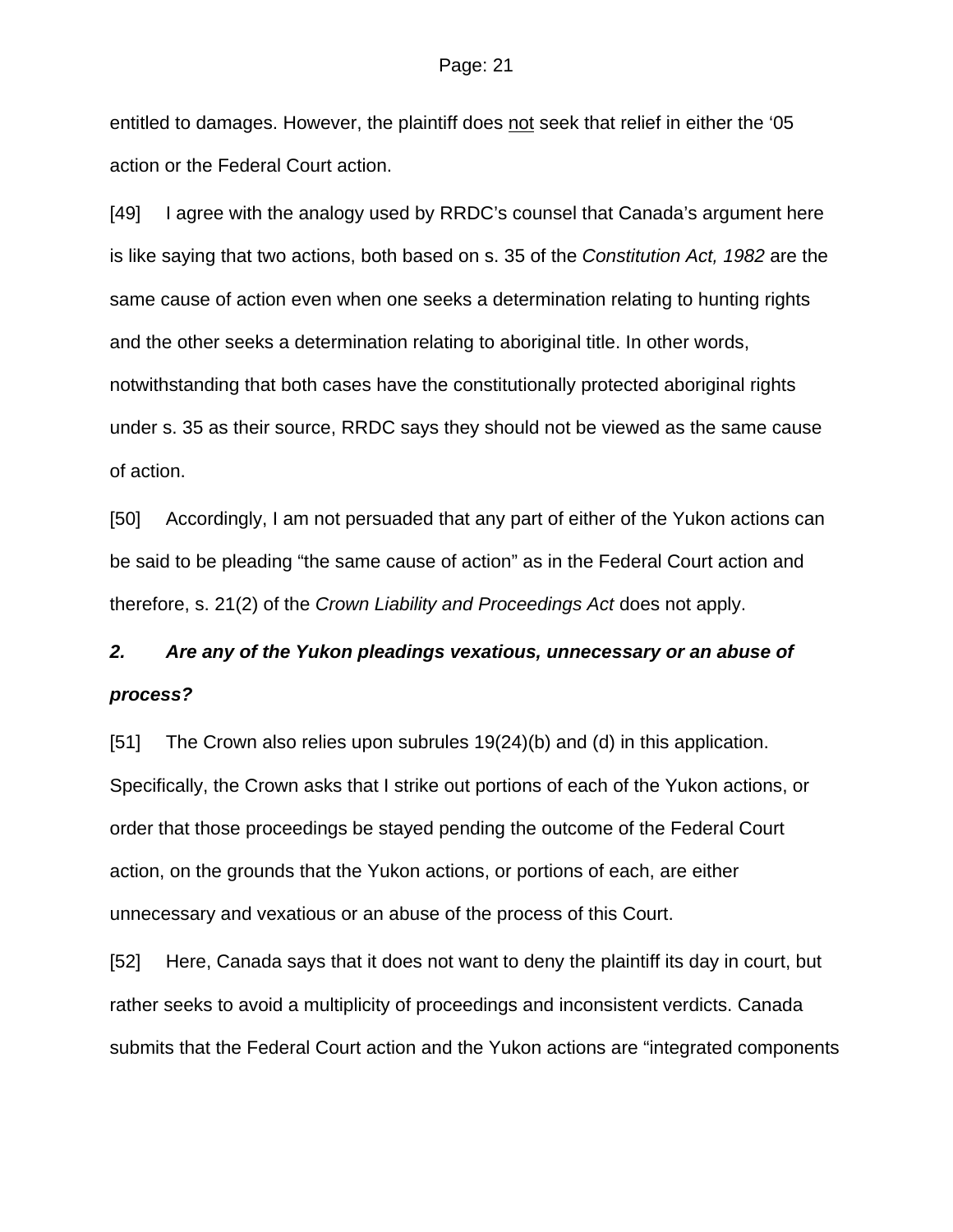entitled to damages. However, the plaintiff does <u>not</u> seek that relief in either the '05 action or the Federal Court action.

[49] I agree with the analogy used by RRDC's counsel that Canada's argument here is like saying that two actions, both based on s. 35 of the *Constitution Act, 1982* are the same cause of action even when one seeks a determination relating to hunting rights and the other seeks a determination relating to aboriginal title. In other words, notwithstanding that both cases have the constitutionally protected aboriginal rights under s. 35 as their source, RRDC says they should not be viewed as the same cause of action.

[50] Accordingly, I am not persuaded that any part of either of the Yukon actions can be said to be pleading "the same cause of action" as in the Federal Court action and therefore, s. 21(2) of the *Crown Liability and Proceedings Act* does not apply.

### ***2. Are any of the Yukon pleadings vexatious, unnecessary or an abuse of process?***

[51] The Crown also relies upon subrules 19(24)(b) and (d) in this application. Specifically, the Crown asks that I strike out portions of each of the Yukon actions, or order that those proceedings be stayed pending the outcome of the Federal Court action, on the grounds that the Yukon actions, or portions of each, are either unnecessary and vexatious or an abuse of the process of this Court.

[52] Here, Canada says that it does not want to deny the plaintiff its day in court, but rather seeks to avoid a multiplicity of proceedings and inconsistent verdicts. Canada submits that the Federal Court action and the Yukon actions are "integrated components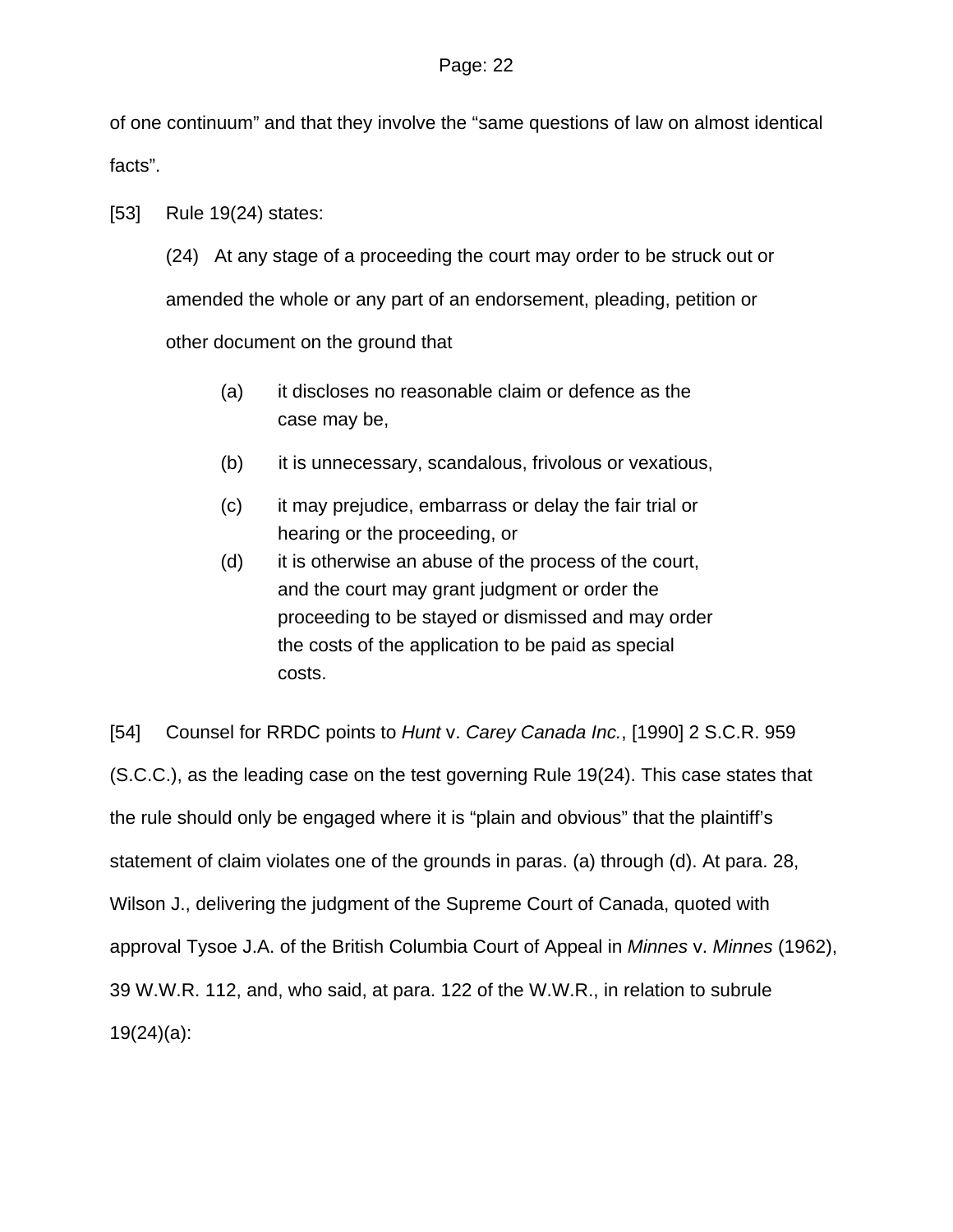of one continuum" and that they involve the "same questions of law on almost identical facts".

[53] Rule 19(24) states:

> (24) At any stage of a proceeding the court may order to be struck out or amended the whole or any part of an endorsement, pleading, petition or other document on the ground that
>
> (a) it discloses no reasonable claim or defence as the case may be,
>
> (b) it is unnecessary, scandalous, frivolous or vexatious,
>
> (c) it may prejudice, embarrass or delay the fair trial or hearing or the proceeding, or
>
> (d) it is otherwise an abuse of the process of the court, and the court may grant judgment or order the proceeding to be stayed or dismissed and may order the costs of the application to be paid as special costs.

[54] Counsel for RRDC points to *Hunt* v. *Carey Canada Inc.*, [1990] 2 S.C.R. 959 (S.C.C.), as the leading case on the test governing Rule 19(24). This case states that the rule should only be engaged where it is "plain and obvious" that the plaintiff's statement of claim violates one of the grounds in paras. (a) through (d). At para. 28, Wilson J., delivering the judgment of the Supreme Court of Canada, quoted with approval Tysoe J.A. of the British Columbia Court of Appeal in *Minnes* v. *Minnes* (1962), 39 W.W.R. 112, and, who said, at para. 122 of the W.W.R., in relation to subrule 19(24)(a):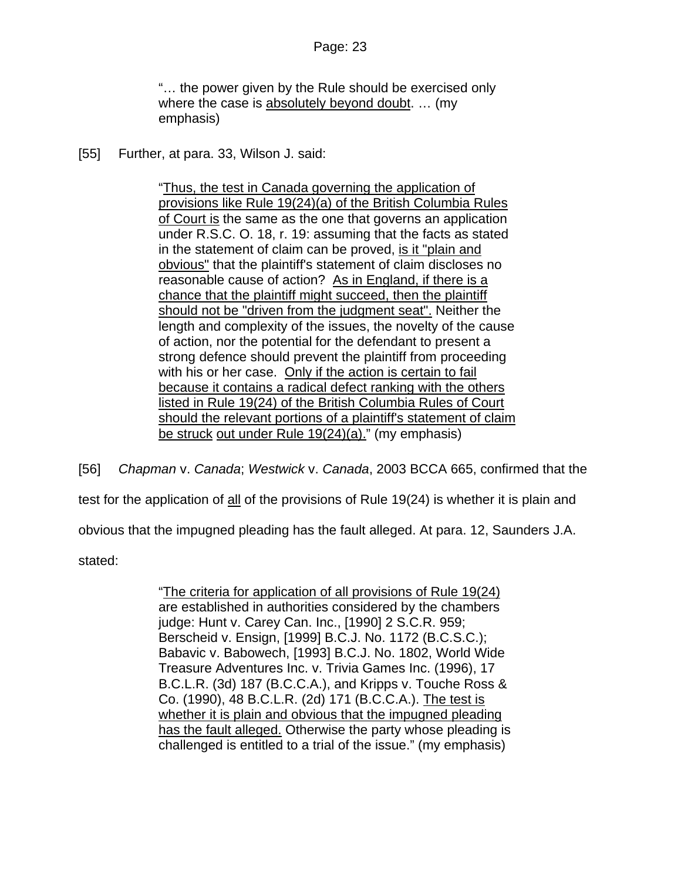> "… the power given by the Rule should be exercised only where the case is <u>absolutely beyond doubt</u>. … (my emphasis)

[55] Further, at para. 33, Wilson J. said:

> "<u>Thus, the test in Canada governing the application of provisions like Rule 19(24)(a) of the British Columbia Rules of Court is</u> the same as the one that governs an application under R.S.C. O. 18, r. 19: assuming that the facts as stated in the statement of claim can be proved, <u>is it "plain and obvious"</u> that the plaintiff's statement of claim discloses no reasonable cause of action? <u>As in England, if there is a chance that the plaintiff might succeed, then the plaintiff should not be "driven from the judgment seat".</u> Neither the length and complexity of the issues, the novelty of the cause of action, nor the potential for the defendant to present a strong defence should prevent the plaintiff from proceeding with his or her case. <u>Only if the action is certain to fail because it contains a radical defect ranking with the others listed in Rule 19(24) of the British Columbia Rules of Court should the relevant portions of a plaintiff's statement of claim be struck out under Rule 19(24)(a).</u>" (my emphasis)

[56] *Chapman* v. *Canada*; *Westwick* v. *Canada*, 2003 BCCA 665, confirmed that the test for the application of <u>all</u> of the provisions of Rule 19(24) is whether it is plain and obvious that the impugned pleading has the fault alleged. At para. 12, Saunders J.A. stated:

> "<u>The criteria for application of all provisions of Rule 19(24)</u> are established in authorities considered by the chambers judge: Hunt v. Carey Can. Inc., [1990] 2 S.C.R. 959; Berscheid v. Ensign, [1999] B.C.J. No. 1172 (B.C.S.C.); Babavic v. Babowech, [1993] B.C.J. No. 1802, World Wide Treasure Adventures Inc. v. Trivia Games Inc. (1996), 17 B.C.L.R. (3d) 187 (B.C.C.A.), and Kripps v. Touche Ross & Co. (1990), 48 B.C.L.R. (2d) 171 (B.C.C.A.). <u>The test is whether it is plain and obvious that the impugned pleading has the fault alleged.</u> Otherwise the party whose pleading is challenged is entitled to a trial of the issue." (my emphasis)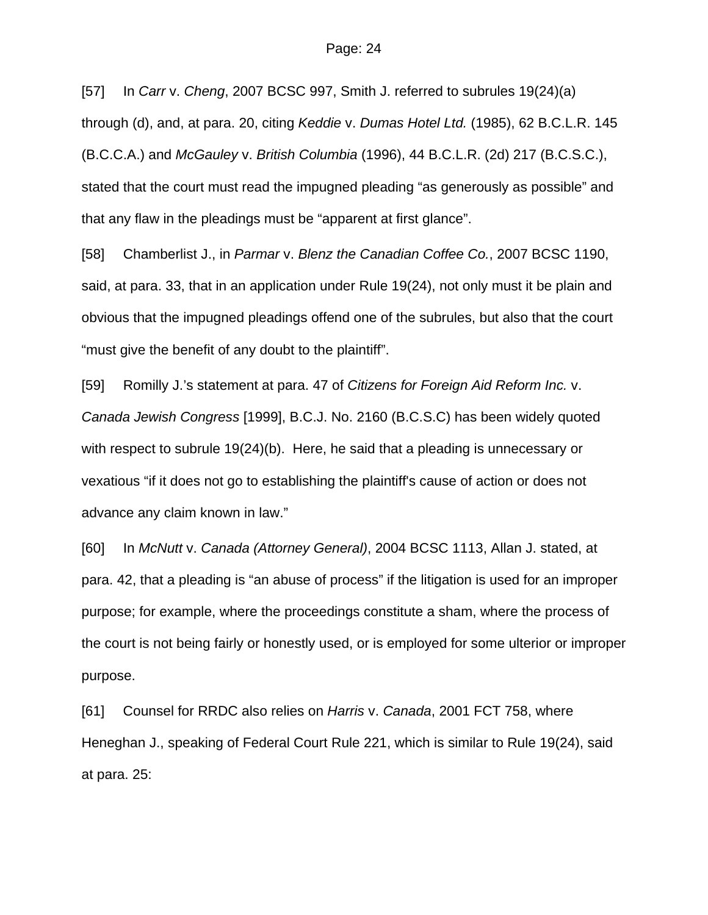[57] In *Carr* v. *Cheng*, 2007 BCSC 997, Smith J. referred to subrules 19(24)(a) through (d), and, at para. 20, citing *Keddie* v. *Dumas Hotel Ltd.* (1985), 62 B.C.L.R. 145 (B.C.C.A.) and *McGauley* v. *British Columbia* (1996), 44 B.C.L.R. (2d) 217 (B.C.S.C.), stated that the court must read the impugned pleading "as generously as possible" and that any flaw in the pleadings must be "apparent at first glance".

[58] Chamberlist J., in *Parmar* v. *Blenz the Canadian Coffee Co.*, 2007 BCSC 1190, said, at para. 33, that in an application under Rule 19(24), not only must it be plain and obvious that the impugned pleadings offend one of the subrules, but also that the court "must give the benefit of any doubt to the plaintiff".

[59] Romilly J.'s statement at para. 47 of *Citizens for Foreign Aid Reform Inc.* v. *Canada Jewish Congress* [1999], B.C.J. No. 2160 (B.C.S.C) has been widely quoted with respect to subrule 19(24)(b). Here, he said that a pleading is unnecessary or vexatious "if it does not go to establishing the plaintiff's cause of action or does not advance any claim known in law."

[60] In *McNutt* v. *Canada (Attorney General)*, 2004 BCSC 1113, Allan J. stated, at para. 42, that a pleading is "an abuse of process" if the litigation is used for an improper purpose; for example, where the proceedings constitute a sham, where the process of the court is not being fairly or honestly used, or is employed for some ulterior or improper purpose.

[61] Counsel for RRDC also relies on *Harris* v. *Canada*, 2001 FCT 758, where Heneghan J., speaking of Federal Court Rule 221, which is similar to Rule 19(24), said at para. 25: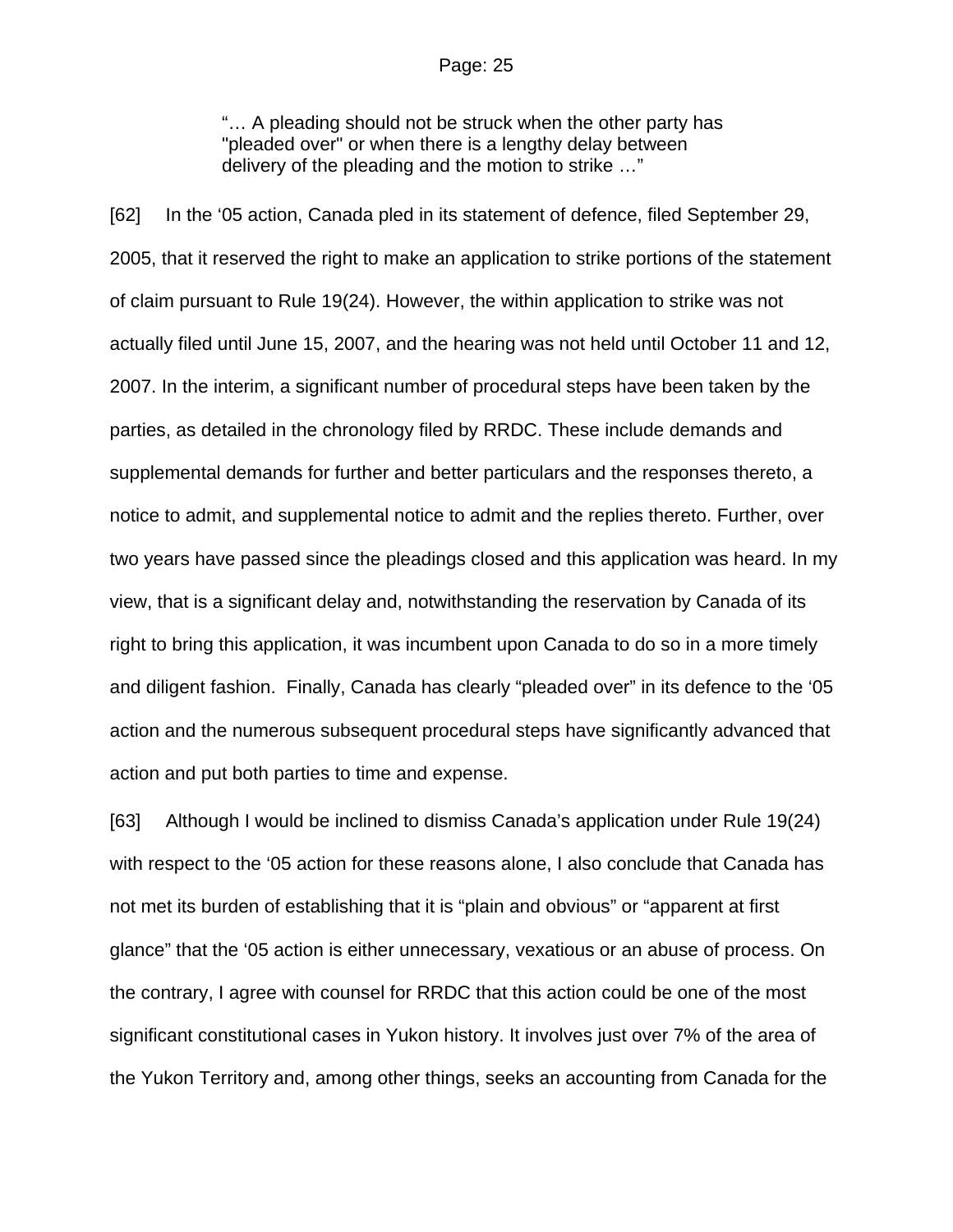> "… A pleading should not be struck when the other party has "pleaded over" or when there is a lengthy delay between delivery of the pleading and the motion to strike …"

[62] In the '05 action, Canada pled in its statement of defence, filed September 29, 2005, that it reserved the right to make an application to strike portions of the statement of claim pursuant to Rule 19(24). However, the within application to strike was not actually filed until June 15, 2007, and the hearing was not held until October 11 and 12, 2007. In the interim, a significant number of procedural steps have been taken by the parties, as detailed in the chronology filed by RRDC. These include demands and supplemental demands for further and better particulars and the responses thereto, a notice to admit, and supplemental notice to admit and the replies thereto. Further, over two years have passed since the pleadings closed and this application was heard. In my view, that is a significant delay and, notwithstanding the reservation by Canada of its right to bring this application, it was incumbent upon Canada to do so in a more timely and diligent fashion. Finally, Canada has clearly "pleaded over" in its defence to the '05 action and the numerous subsequent procedural steps have significantly advanced that action and put both parties to time and expense.

[63] Although I would be inclined to dismiss Canada's application under Rule 19(24) with respect to the '05 action for these reasons alone, I also conclude that Canada has not met its burden of establishing that it is "plain and obvious" or "apparent at first glance" that the '05 action is either unnecessary, vexatious or an abuse of process. On the contrary, I agree with counsel for RRDC that this action could be one of the most significant constitutional cases in Yukon history. It involves just over 7% of the area of the Yukon Territory and, among other things, seeks an accounting from Canada for the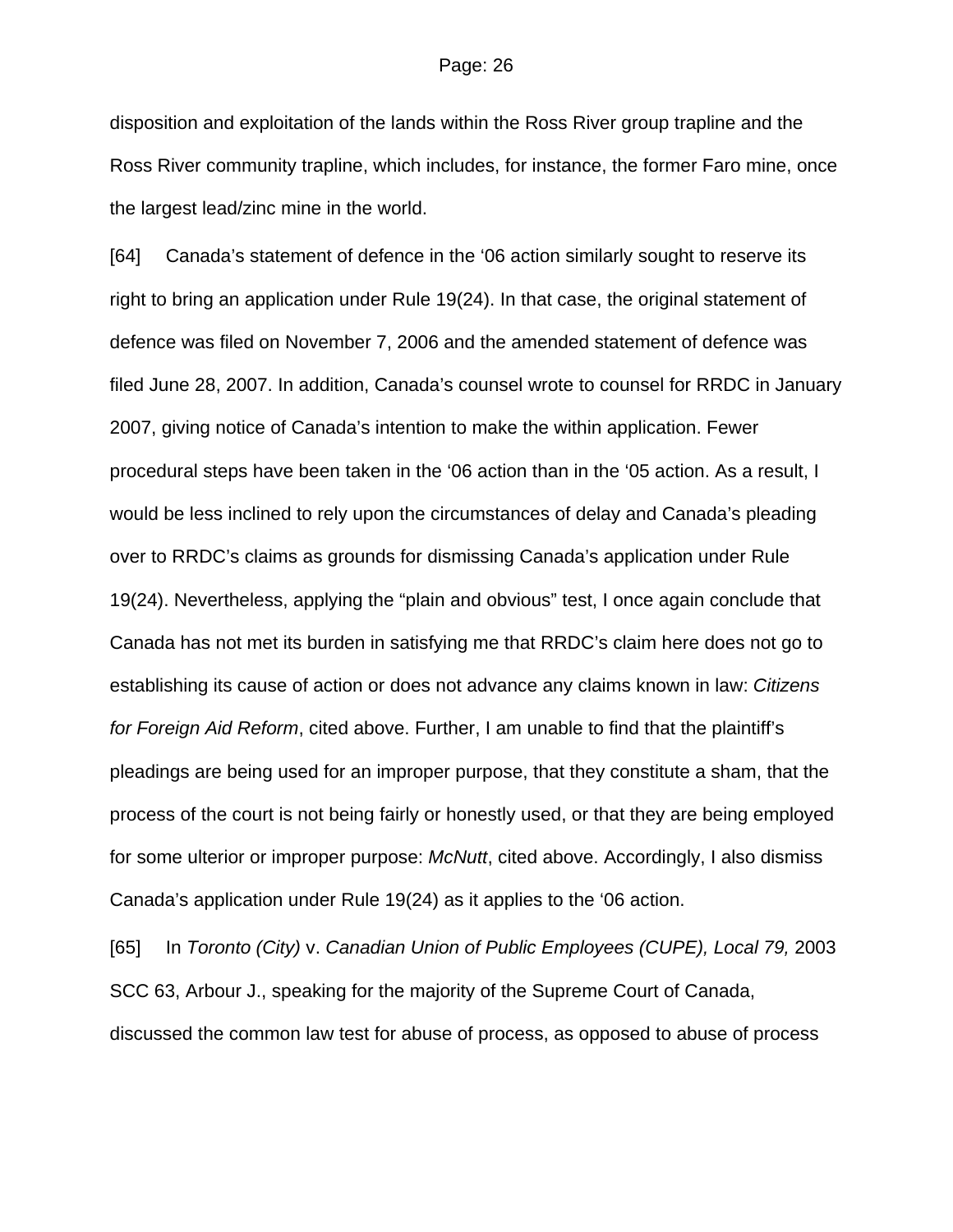disposition and exploitation of the lands within the Ross River group trapline and the Ross River community trapline, which includes, for instance, the former Faro mine, once the largest lead/zinc mine in the world.

[64] Canada's statement of defence in the '06 action similarly sought to reserve its right to bring an application under Rule 19(24). In that case, the original statement of defence was filed on November 7, 2006 and the amended statement of defence was filed June 28, 2007. In addition, Canada's counsel wrote to counsel for RRDC in January 2007, giving notice of Canada's intention to make the within application. Fewer procedural steps have been taken in the '06 action than in the '05 action. As a result, I would be less inclined to rely upon the circumstances of delay and Canada's pleading over to RRDC's claims as grounds for dismissing Canada's application under Rule 19(24). Nevertheless, applying the "plain and obvious" test, I once again conclude that Canada has not met its burden in satisfying me that RRDC's claim here does not go to establishing its cause of action or does not advance any claims known in law: *Citizens for Foreign Aid Reform*, cited above. Further, I am unable to find that the plaintiff's pleadings are being used for an improper purpose, that they constitute a sham, that the process of the court is not being fairly or honestly used, or that they are being employed for some ulterior or improper purpose: *McNutt*, cited above. Accordingly, I also dismiss Canada's application under Rule 19(24) as it applies to the '06 action.

[65] In *Toronto (City)* v. *Canadian Union of Public Employees (CUPE), Local 79,* 2003 SCC 63, Arbour J., speaking for the majority of the Supreme Court of Canada, discussed the common law test for abuse of process, as opposed to abuse of process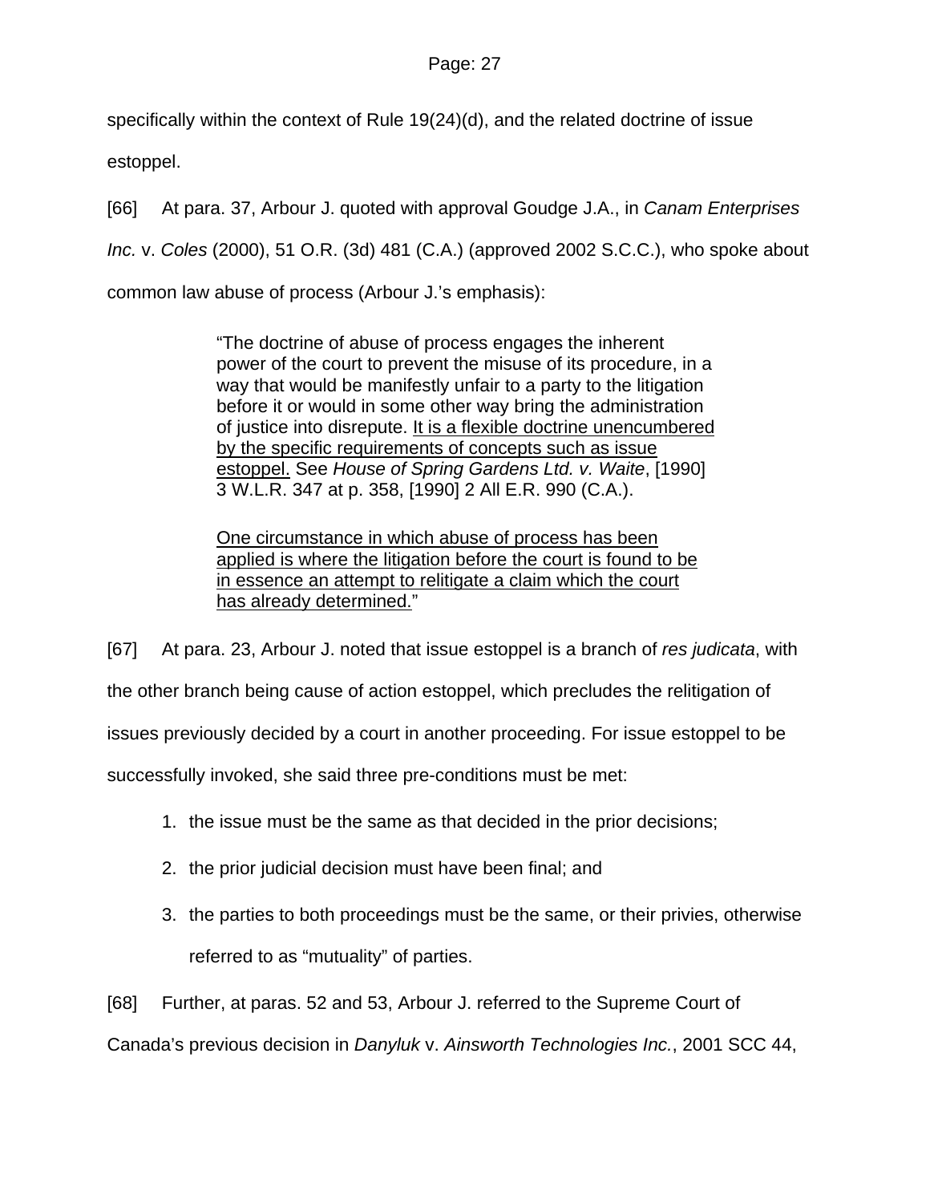specifically within the context of Rule 19(24)(d), and the related doctrine of issue estoppel.

[66] At para. 37, Arbour J. quoted with approval Goudge J.A., in *Canam Enterprises Inc.* v. *Coles* (2000), 51 O.R. (3d) 481 (C.A.) (approved 2002 S.C.C.), who spoke about common law abuse of process (Arbour J.'s emphasis):

> "The doctrine of abuse of process engages the inherent power of the court to prevent the misuse of its procedure, in a way that would be manifestly unfair to a party to the litigation before it or would in some other way bring the administration of justice into disrepute. <u>It is a flexible doctrine unencumbered by the specific requirements of concepts such as issue estoppel.</u> See *House of Spring Gardens Ltd. v. Waite*, [1990] 3 W.L.R. 347 at p. 358, [1990] 2 All E.R. 990 (C.A.).
>
> <u>One circumstance in which abuse of process has been applied is where the litigation before the court is found to be in essence an attempt to relitigate a claim which the court has already determined.</u>"

[67] At para. 23, Arbour J. noted that issue estoppel is a branch of *res judicata*, with the other branch being cause of action estoppel, which precludes the relitigation of issues previously decided by a court in another proceeding. For issue estoppel to be successfully invoked, she said three pre-conditions must be met:

1. the issue must be the same as that decided in the prior decisions;
2. the prior judicial decision must have been final; and
3. the parties to both proceedings must be the same, or their privies, otherwise referred to as "mutuality" of parties.

[68] Further, at paras. 52 and 53, Arbour J. referred to the Supreme Court of Canada's previous decision in *Danyluk* v. *Ainsworth Technologies Inc.*, 2001 SCC 44,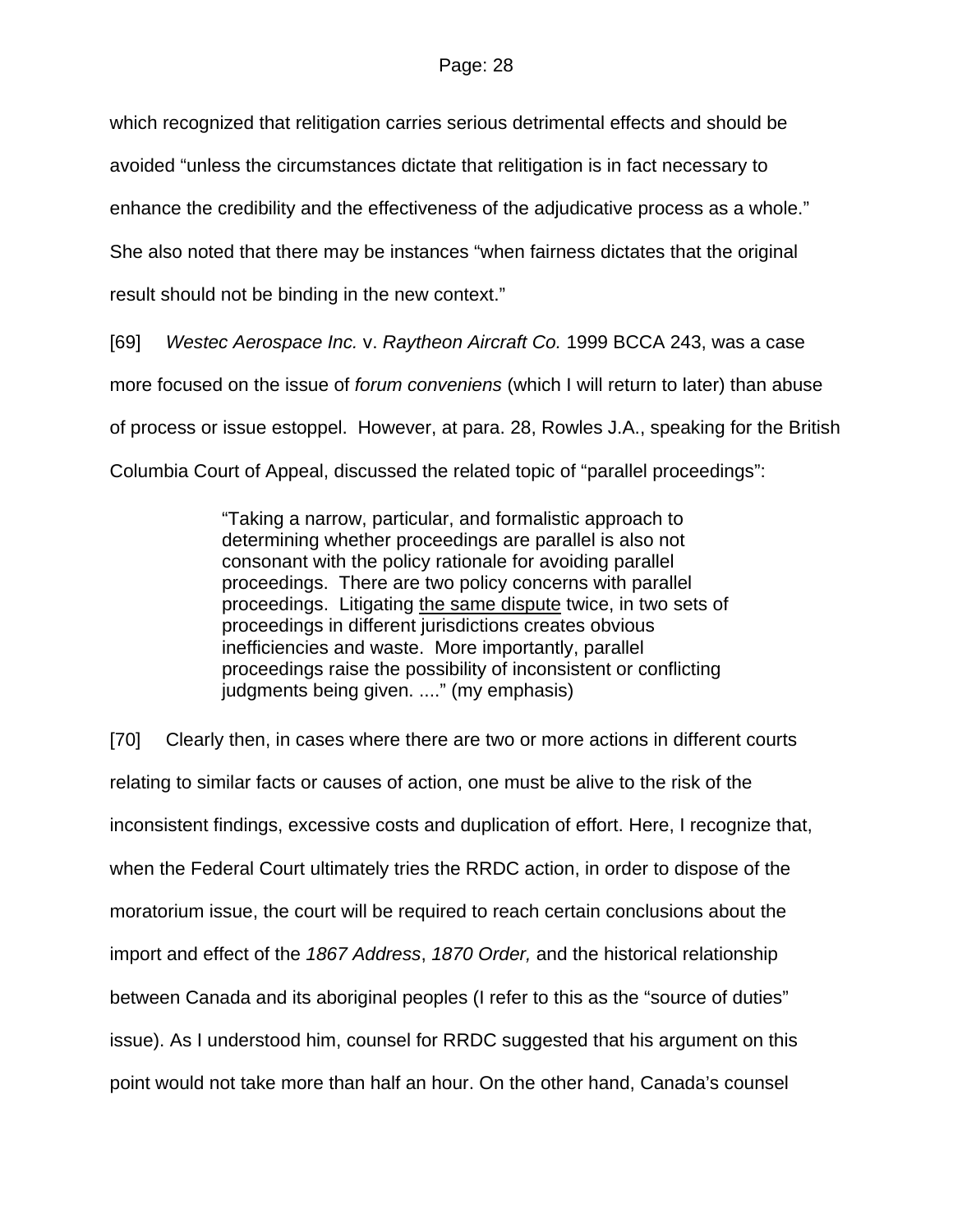which recognized that relitigation carries serious detrimental effects and should be avoided "unless the circumstances dictate that relitigation is in fact necessary to enhance the credibility and the effectiveness of the adjudicative process as a whole." She also noted that there may be instances "when fairness dictates that the original result should not be binding in the new context."

[69] *Westec Aerospace Inc.* v. *Raytheon Aircraft Co.* 1999 BCCA 243, was a case more focused on the issue of *forum conveniens* (which I will return to later) than abuse of process or issue estoppel. However, at para. 28, Rowles J.A., speaking for the British Columbia Court of Appeal, discussed the related topic of "parallel proceedings":

> "Taking a narrow, particular, and formalistic approach to determining whether proceedings are parallel is also not consonant with the policy rationale for avoiding parallel proceedings. There are two policy concerns with parallel proceedings. Litigating <u>the same dispute</u> twice, in two sets of proceedings in different jurisdictions creates obvious inefficiencies and waste. More importantly, parallel proceedings raise the possibility of inconsistent or conflicting judgments being given. ...." (my emphasis)

[70] Clearly then, in cases where there are two or more actions in different courts relating to similar facts or causes of action, one must be alive to the risk of the inconsistent findings, excessive costs and duplication of effort. Here, I recognize that, when the Federal Court ultimately tries the RRDC action, in order to dispose of the moratorium issue, the court will be required to reach certain conclusions about the import and effect of the *1867 Address*, *1870 Order,* and the historical relationship between Canada and its aboriginal peoples (I refer to this as the "source of duties" issue). As I understood him, counsel for RRDC suggested that his argument on this point would not take more than half an hour. On the other hand, Canada's counsel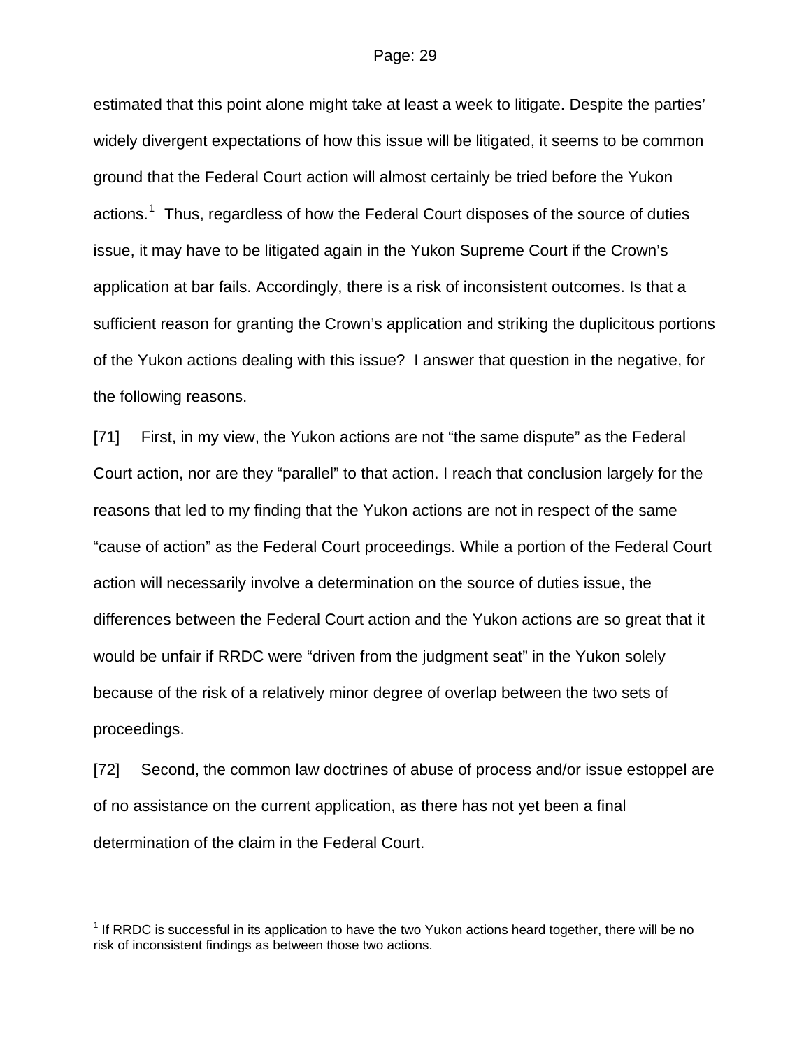estimated that this point alone might take at least a week to litigate. Despite the parties' widely divergent expectations of how this issue will be litigated, it seems to be common ground that the Federal Court action will almost certainly be tried before the Yukon actions.[1] Thus, regardless of how the Federal Court disposes of the source of duties issue, it may have to be litigated again in the Yukon Supreme Court if the Crown's application at bar fails. Accordingly, there is a risk of inconsistent outcomes. Is that a sufficient reason for granting the Crown's application and striking the duplicitous portions of the Yukon actions dealing with this issue? I answer that question in the negative, for the following reasons.

[71] First, in my view, the Yukon actions are not "the same dispute" as the Federal Court action, nor are they "parallel" to that action. I reach that conclusion largely for the reasons that led to my finding that the Yukon actions are not in respect of the same "cause of action" as the Federal Court proceedings. While a portion of the Federal Court action will necessarily involve a determination on the source of duties issue, the differences between the Federal Court action and the Yukon actions are so great that it would be unfair if RRDC were "driven from the judgment seat" in the Yukon solely because of the risk of a relatively minor degree of overlap between the two sets of proceedings.

[72] Second, the common law doctrines of abuse of process and/or issue estoppel are of no assistance on the current application, as there has not yet been a final determination of the claim in the Federal Court.

---

[1] If RRDC is successful in its application to have the two Yukon actions heard together, there will be no risk of inconsistent findings as between those two actions.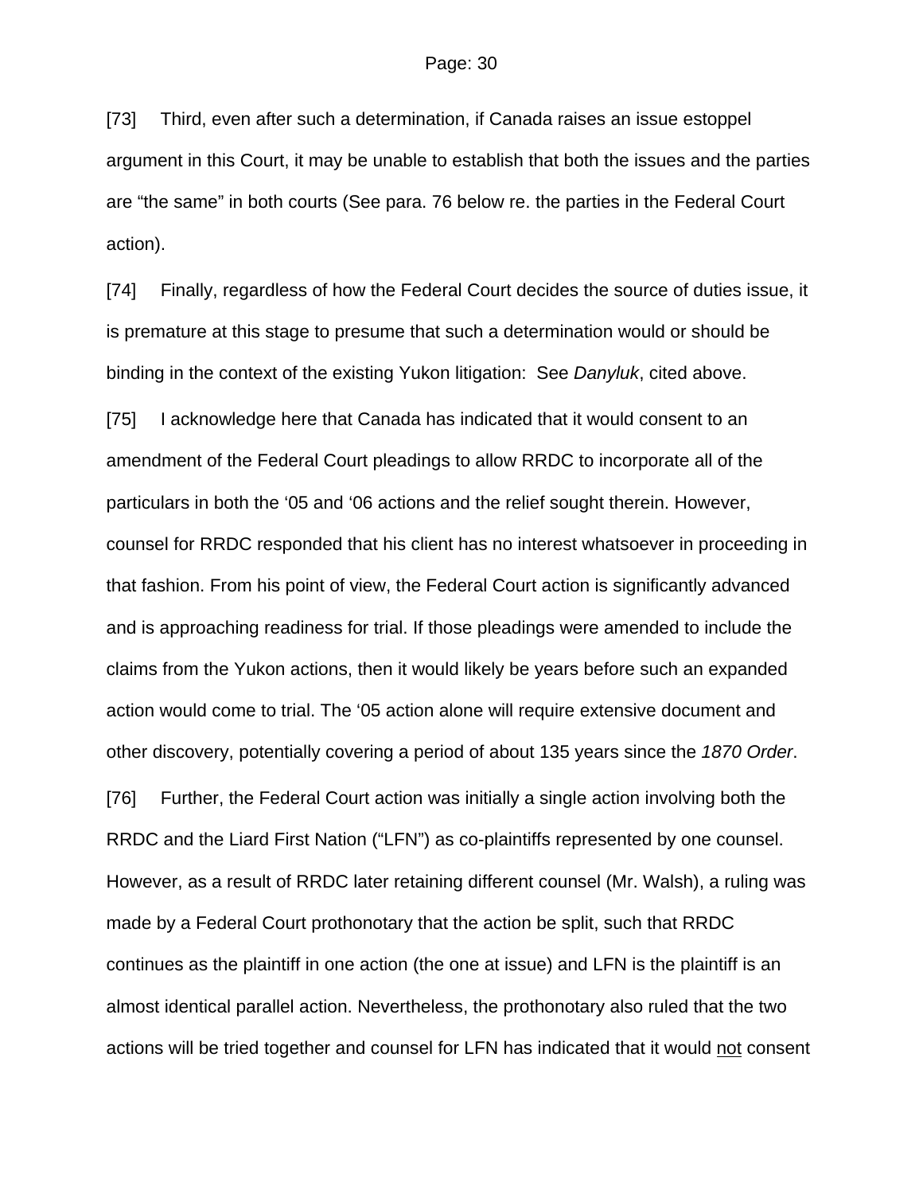[73] Third, even after such a determination, if Canada raises an issue estoppel argument in this Court, it may be unable to establish that both the issues and the parties are "the same" in both courts (See para. 76 below re. the parties in the Federal Court action).

[74] Finally, regardless of how the Federal Court decides the source of duties issue, it is premature at this stage to presume that such a determination would or should be binding in the context of the existing Yukon litigation: See *Danyluk*, cited above.

[75] I acknowledge here that Canada has indicated that it would consent to an amendment of the Federal Court pleadings to allow RRDC to incorporate all of the particulars in both the '05 and '06 actions and the relief sought therein. However, counsel for RRDC responded that his client has no interest whatsoever in proceeding in that fashion. From his point of view, the Federal Court action is significantly advanced and is approaching readiness for trial. If those pleadings were amended to include the claims from the Yukon actions, then it would likely be years before such an expanded action would come to trial. The '05 action alone will require extensive document and other discovery, potentially covering a period of about 135 years since the *1870 Order*.

[76] Further, the Federal Court action was initially a single action involving both the RRDC and the Liard First Nation ("LFN") as co-plaintiffs represented by one counsel. However, as a result of RRDC later retaining different counsel (Mr. Walsh), a ruling was made by a Federal Court prothonotary that the action be split, such that RRDC continues as the plaintiff in one action (the one at issue) and LFN is the plaintiff is an almost identical parallel action. Nevertheless, the prothonotary also ruled that the two actions will be tried together and counsel for LFN has indicated that it would <u>not</u> consent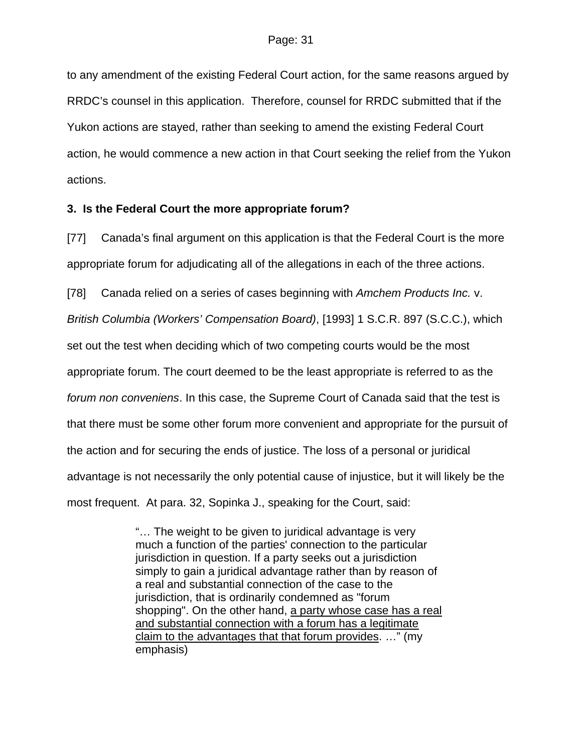to any amendment of the existing Federal Court action, for the same reasons argued by RRDC's counsel in this application. Therefore, counsel for RRDC submitted that if the Yukon actions are stayed, rather than seeking to amend the existing Federal Court action, he would commence a new action in that Court seeking the relief from the Yukon actions.

**3. Is the Federal Court the more appropriate forum?**

[77] Canada's final argument on this application is that the Federal Court is the more appropriate forum for adjudicating all of the allegations in each of the three actions.

[78] Canada relied on a series of cases beginning with *Amchem Products Inc.* v. *British Columbia (Workers' Compensation Board)*, [1993] 1 S.C.R. 897 (S.C.C.), which set out the test when deciding which of two competing courts would be the most appropriate forum. The court deemed to be the least appropriate is referred to as the *forum non conveniens*. In this case, the Supreme Court of Canada said that the test is that there must be some other forum more convenient and appropriate for the pursuit of the action and for securing the ends of justice. The loss of a personal or juridical advantage is not necessarily the only potential cause of injustice, but it will likely be the most frequent. At para. 32, Sopinka J., speaking for the Court, said:

> "… The weight to be given to juridical advantage is very much a function of the parties' connection to the particular jurisdiction in question. If a party seeks out a jurisdiction simply to gain a juridical advantage rather than by reason of a real and substantial connection of the case to the jurisdiction, that is ordinarily condemned as "forum shopping". On the other hand, <u>a party whose case has a real and substantial connection with a forum has a legitimate claim to the advantages that that forum provides</u>. …" (my emphasis)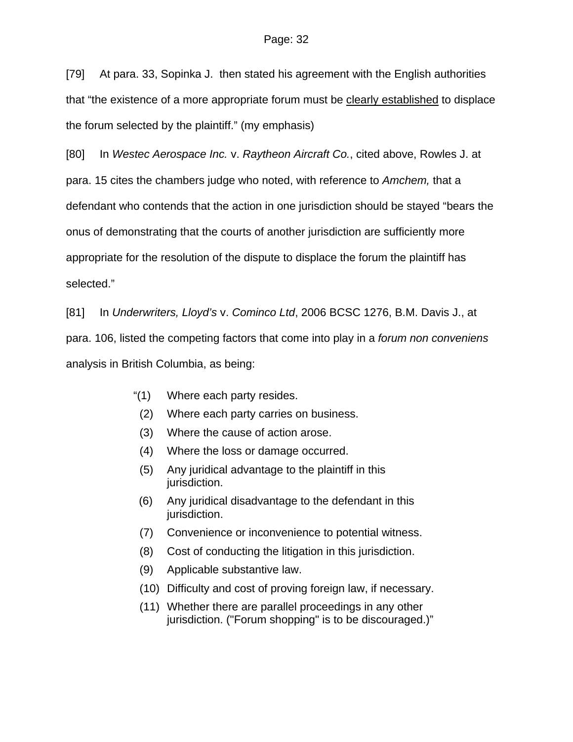[79] At para. 33, Sopinka J. then stated his agreement with the English authorities that “the existence of a more appropriate forum must be <u>clearly established</u> to displace the forum selected by the plaintiff.” (my emphasis)

[80] In *Westec Aerospace Inc.* v. *Raytheon Aircraft Co.*, cited above, Rowles J. at para. 15 cites the chambers judge who noted, with reference to *Amchem,* that a defendant who contends that the action in one jurisdiction should be stayed “bears the onus of demonstrating that the courts of another jurisdiction are sufficiently more appropriate for the resolution of the dispute to displace the forum the plaintiff has selected.”

[81] In *Underwriters, Lloyd’s* v. *Cominco Ltd*, 2006 BCSC 1276, B.M. Davis J., at para. 106, listed the competing factors that come into play in a *forum non conveniens* analysis in British Columbia, as being:

> “(1) Where each party resides.
> (2) Where each party carries on business.
> (3) Where the cause of action arose.
> (4) Where the loss or damage occurred.
> (5) Any juridical advantage to the plaintiff in this jurisdiction.
> (6) Any juridical disadvantage to the defendant in this jurisdiction.
> (7) Convenience or inconvenience to potential witness.
> (8) Cost of conducting the litigation in this jurisdiction.
> (9) Applicable substantive law.
> (10) Difficulty and cost of proving foreign law, if necessary.
> (11) Whether there are parallel proceedings in any other jurisdiction. ("Forum shopping" is to be discouraged.)”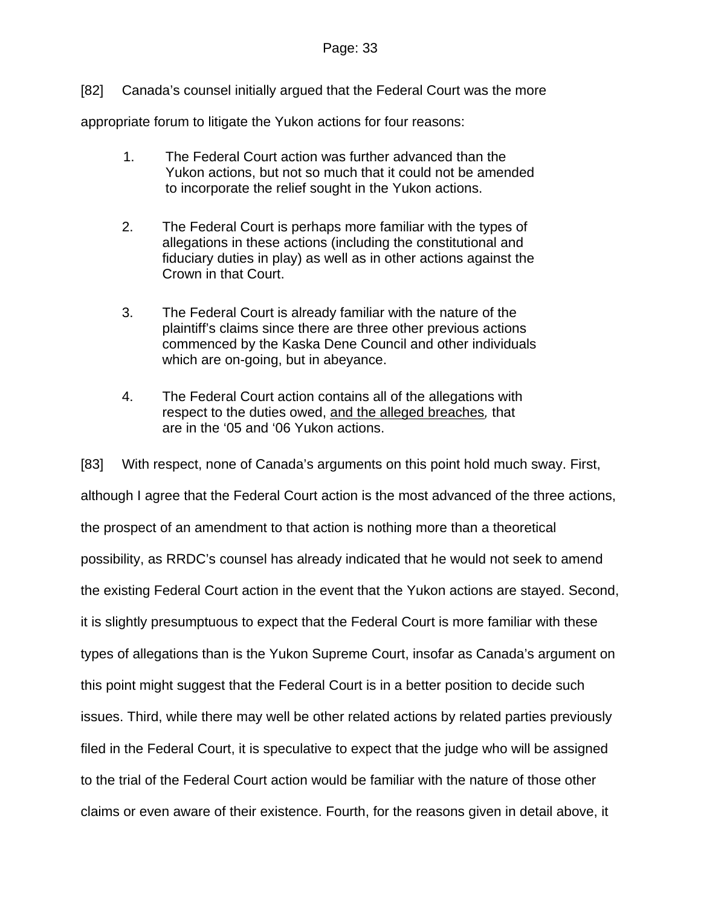[82] Canada's counsel initially argued that the Federal Court was the more appropriate forum to litigate the Yukon actions for four reasons:

1. The Federal Court action was further advanced than the Yukon actions, but not so much that it could not be amended to incorporate the relief sought in the Yukon actions.

2. The Federal Court is perhaps more familiar with the types of allegations in these actions (including the constitutional and fiduciary duties in play) as well as in other actions against the Crown in that Court.

3. The Federal Court is already familiar with the nature of the plaintiff's claims since there are three other previous actions commenced by the Kaska Dene Council and other individuals which are on-going, but in abeyance.

4. The Federal Court action contains all of the allegations with respect to the duties owed, <u>and the alleged breaches</u>*,* that are in the '05 and '06 Yukon actions.

[83] With respect, none of Canada's arguments on this point hold much sway. First, although I agree that the Federal Court action is the most advanced of the three actions, the prospect of an amendment to that action is nothing more than a theoretical possibility, as RRDC's counsel has already indicated that he would not seek to amend the existing Federal Court action in the event that the Yukon actions are stayed. Second, it is slightly presumptuous to expect that the Federal Court is more familiar with these types of allegations than is the Yukon Supreme Court, insofar as Canada's argument on this point might suggest that the Federal Court is in a better position to decide such issues. Third, while there may well be other related actions by related parties previously filed in the Federal Court, it is speculative to expect that the judge who will be assigned to the trial of the Federal Court action would be familiar with the nature of those other claims or even aware of their existence. Fourth, for the reasons given in detail above, it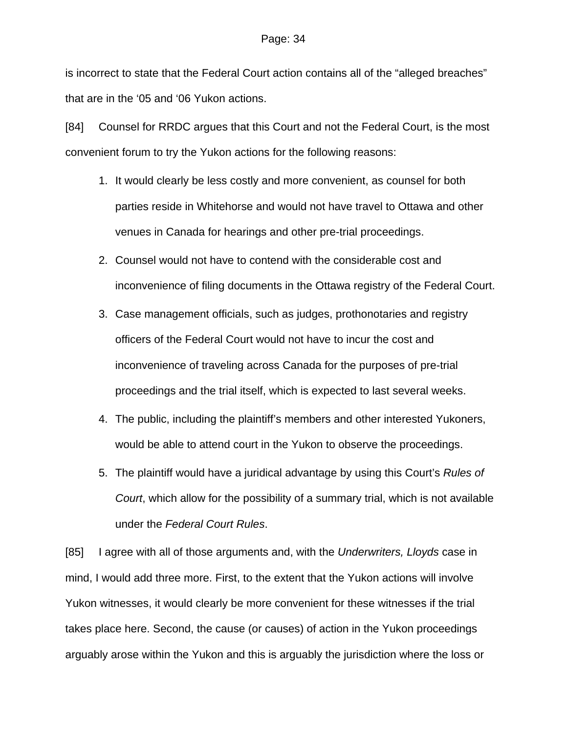is incorrect to state that the Federal Court action contains all of the "alleged breaches" that are in the '05 and '06 Yukon actions.

[84] Counsel for RRDC argues that this Court and not the Federal Court, is the most convenient forum to try the Yukon actions for the following reasons:

1. It would clearly be less costly and more convenient, as counsel for both parties reside in Whitehorse and would not have travel to Ottawa and other venues in Canada for hearings and other pre-trial proceedings.
2. Counsel would not have to contend with the considerable cost and inconvenience of filing documents in the Ottawa registry of the Federal Court.
3. Case management officials, such as judges, prothonotaries and registry officers of the Federal Court would not have to incur the cost and inconvenience of traveling across Canada for the purposes of pre-trial proceedings and the trial itself, which is expected to last several weeks.
4. The public, including the plaintiff's members and other interested Yukoners, would be able to attend court in the Yukon to observe the proceedings.
5. The plaintiff would have a juridical advantage by using this Court's *Rules of Court*, which allow for the possibility of a summary trial, which is not available under the *Federal Court Rules*.

[85] I agree with all of those arguments and, with the *Underwriters, Lloyds* case in mind, I would add three more. First, to the extent that the Yukon actions will involve Yukon witnesses, it would clearly be more convenient for these witnesses if the trial takes place here. Second, the cause (or causes) of action in the Yukon proceedings arguably arose within the Yukon and this is arguably the jurisdiction where the loss or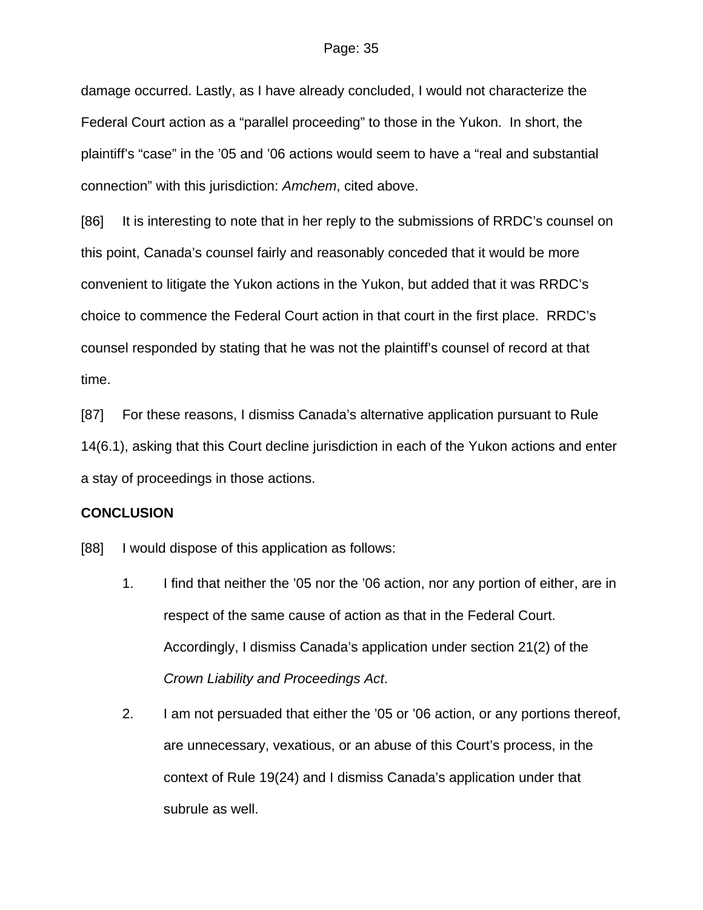damage occurred. Lastly, as I have already concluded, I would not characterize the Federal Court action as a "parallel proceeding" to those in the Yukon. In short, the plaintiff's "case" in the '05 and '06 actions would seem to have a "real and substantial connection" with this jurisdiction: *Amchem*, cited above.

[86] It is interesting to note that in her reply to the submissions of RRDC's counsel on this point, Canada's counsel fairly and reasonably conceded that it would be more convenient to litigate the Yukon actions in the Yukon, but added that it was RRDC's choice to commence the Federal Court action in that court in the first place. RRDC's counsel responded by stating that he was not the plaintiff's counsel of record at that time.

[87] For these reasons, I dismiss Canada's alternative application pursuant to Rule 14(6.1), asking that this Court decline jurisdiction in each of the Yukon actions and enter a stay of proceedings in those actions.

**CONCLUSION**

[88] I would dispose of this application as follows:

1. I find that neither the '05 nor the '06 action, nor any portion of either, are in respect of the same cause of action as that in the Federal Court. Accordingly, I dismiss Canada's application under section 21(2) of the *Crown Liability and Proceedings Act*.

2. I am not persuaded that either the '05 or '06 action, or any portions thereof, are unnecessary, vexatious, or an abuse of this Court's process, in the context of Rule 19(24) and I dismiss Canada's application under that subrule as well.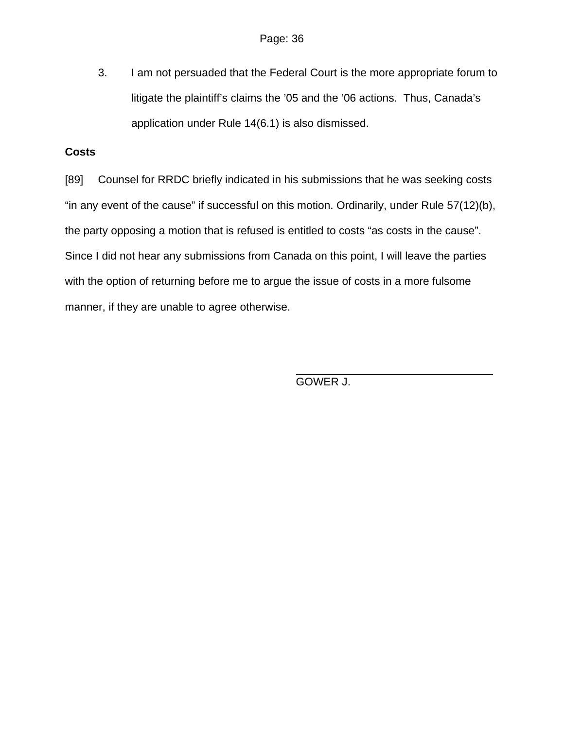3. I am not persuaded that the Federal Court is the more appropriate forum to litigate the plaintiff's claims the '05 and the '06 actions. Thus, Canada's application under Rule 14(6.1) is also dismissed.

**Costs**

[89] Counsel for RRDC briefly indicated in his submissions that he was seeking costs "in any event of the cause" if successful on this motion. Ordinarily, under Rule 57(12)(b), the party opposing a motion that is refused is entitled to costs "as costs in the cause". Since I did not hear any submissions from Canada on this point, I will leave the parties with the option of returning before me to argue the issue of costs in a more fulsome manner, if they are unable to agree otherwise.

GOWER J.